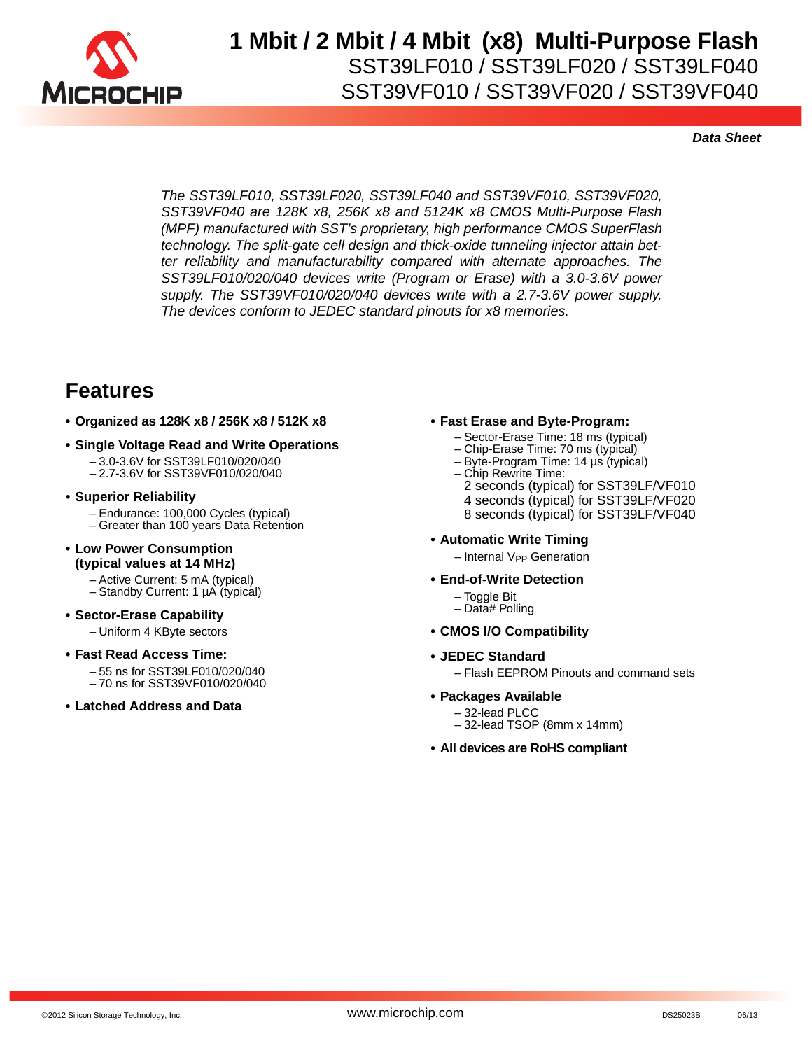# 1 Mbit / 2 Mbit / 4 Mbit (x8) Multi-Purpose Flash

## SST39LF010 / SST39LF020 / SST39LF040
## SST39VF010 / SST39VF020 / SST39VF040

***Data Sheet***

*The SST39LF010, SST39LF020, SST39LF040 and SST39VF010, SST39VF020, SST39VF040 are 128K x8, 256K x8 and 5124K x8 CMOS Multi-Purpose Flash (MPF) manufactured with SST's proprietary, high performance CMOS SuperFlash technology. The split-gate cell design and thick-oxide tunneling injector attain better reliability and manufacturability compared with alternate approaches. The SST39LF010/020/040 devices write (Program or Erase) with a 3.0-3.6V power supply. The SST39VF010/020/040 devices write with a 2.7-3.6V power supply. The devices conform to JEDEC standard pinouts for x8 memories.*

## Features

- **Organized as 128K x8 / 256K x8 / 512K x8**
- **Single Voltage Read and Write Operations**
  - 3.0-3.6V for SST39LF010/020/040
  - 2.7-3.6V for SST39VF010/020/040
- **Superior Reliability**
  - Endurance: 100,000 Cycles (typical)
  - Greater than 100 years Data Retention
- **Low Power Consumption (typical values at 14 MHz)**
  - Active Current: 5 mA (typical)
  - Standby Current: 1 µA (typical)
- **Sector-Erase Capability**
  - Uniform 4 KByte sectors
- **Fast Read Access Time:**
  - 55 ns for SST39LF010/020/040
  - 70 ns for SST39VF010/020/040
- **Latched Address and Data**
- **Fast Erase and Byte-Program:**
  - Sector-Erase Time: 18 ms (typical)
  - Chip-Erase Time: 70 ms (typical)
  - Byte-Program Time: 14 µs (typical)
  - Chip Rewrite Time:
    2 seconds (typical) for SST39LF/VF010
    4 seconds (typical) for SST39LF/VF020
    8 seconds (typical) for SST39LF/VF040
- **Automatic Write Timing**
  - Internal $V_{PP}$ Generation
- **End-of-Write Detection**
  - Toggle Bit
  - Data# Polling
- **CMOS I/O Compatibility**
- **JEDEC Standard**
  - Flash EEPROM Pinouts and command sets
- **Packages Available**
  - 32-lead PLCC
  - 32-lead TSOP (8mm x 14mm)
- **All devices are RoHS compliant**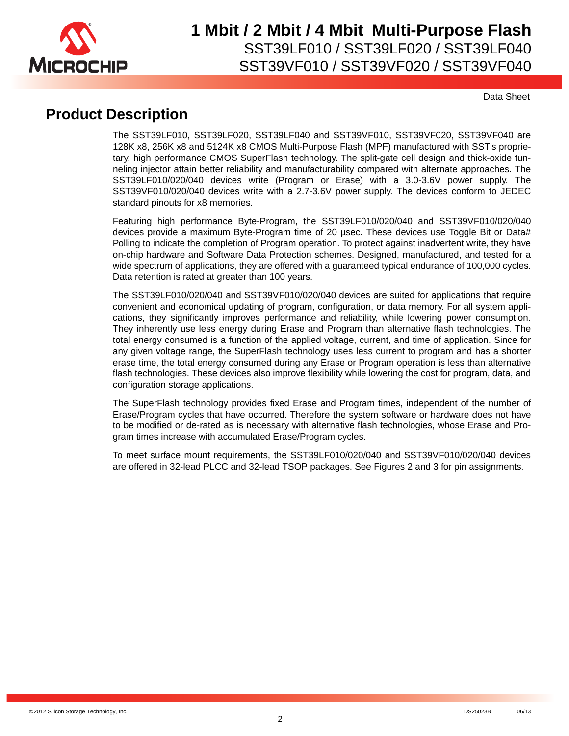# Product Description

The SST39LF010, SST39LF020, SST39LF040 and SST39VF010, SST39VF020, SST39VF040 are 128K x8, 256K x8 and 5124K x8 CMOS Multi-Purpose Flash (MPF) manufactured with SST's proprietary, high performance CMOS SuperFlash technology. The split-gate cell design and thick-oxide tunneling injector attain better reliability and manufacturability compared with alternate approaches. The SST39LF010/020/040 devices write (Program or Erase) with a 3.0-3.6V power supply. The SST39VF010/020/040 devices write with a 2.7-3.6V power supply. The devices conform to JEDEC standard pinouts for x8 memories.

Featuring high performance Byte-Program, the SST39LF010/020/040 and SST39VF010/020/040 devices provide a maximum Byte-Program time of 20 µsec. These devices use Toggle Bit or Data# Polling to indicate the completion of Program operation. To protect against inadvertent write, they have on-chip hardware and Software Data Protection schemes. Designed, manufactured, and tested for a wide spectrum of applications, they are offered with a guaranteed typical endurance of 100,000 cycles. Data retention is rated at greater than 100 years.

The SST39LF010/020/040 and SST39VF010/020/040 devices are suited for applications that require convenient and economical updating of program, configuration, or data memory. For all system applications, they significantly improves performance and reliability, while lowering power consumption. They inherently use less energy during Erase and Program than alternative flash technologies. The total energy consumed is a function of the applied voltage, current, and time of application. Since for any given voltage range, the SuperFlash technology uses less current to program and has a shorter erase time, the total energy consumed during any Erase or Program operation is less than alternative flash technologies. These devices also improve flexibility while lowering the cost for program, data, and configuration storage applications.

The SuperFlash technology provides fixed Erase and Program times, independent of the number of Erase/Program cycles that have occurred. Therefore the system software or hardware does not have to be modified or de-rated as is necessary with alternative flash technologies, whose Erase and Program times increase with accumulated Erase/Program cycles.

To meet surface mount requirements, the SST39LF010/020/040 and SST39VF010/020/040 devices are offered in 32-lead PLCC and 32-lead TSOP packages. See Figures 2 and 3 for pin assignments.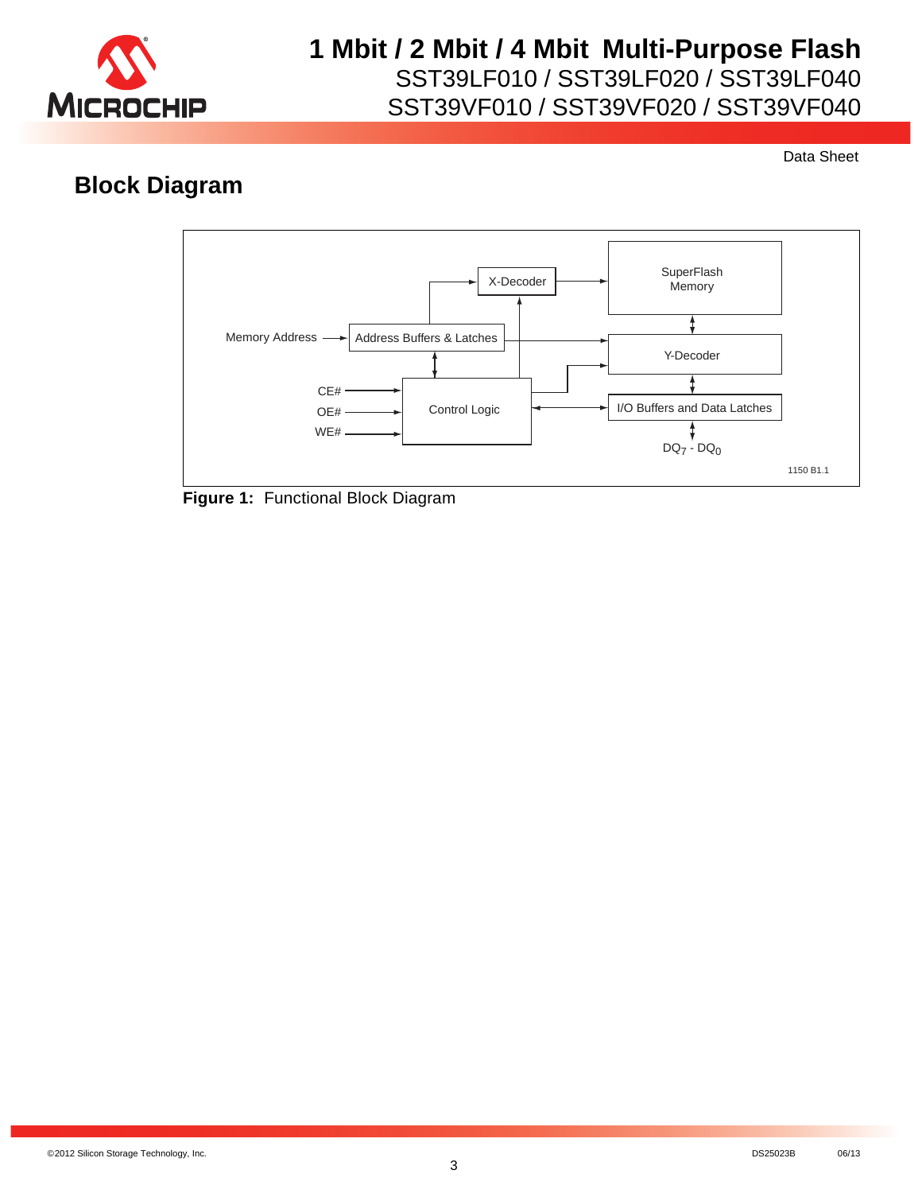## Block Diagram

Memory Address

Address Buffers & Latches

X-Decoder

SuperFlash Memory

Y-Decoder

CE#

OE#

WE#

Control Logic

I/O Buffers and Data Latches

$DQ_7$ - $DQ_0$

1150 B1.1

**Figure 1:** Functional Block Diagram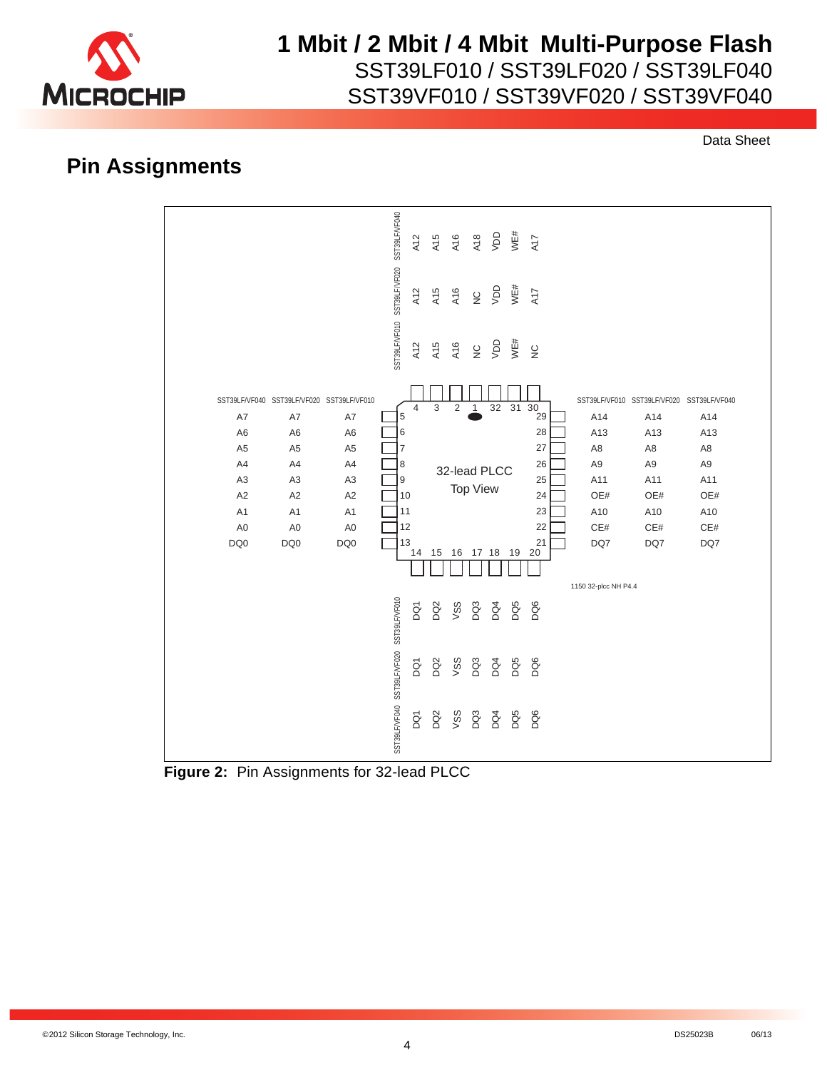## Pin Assignments

**Top pins (4, 3, 2, 1, 32, 31, 30):**

| Pin | SST39LF/VF010 | SST39LF/VF020 | SST39LF/VF040 |
|---|---|---|---|
| 4 | A12 | A12 | A12 |
| 3 | A15 | A15 | A15 |
| 2 | A16 | A16 | A16 |
| 1 | NC | NC | A18 |
| 32 | VDD | VDD | VDD |
| 31 | WE# | WE# | WE# |
| 30 | NC | A17 | A17 |

**Left pins (5–13):**

| Pin | SST39LF/VF040 | SST39LF/VF020 | SST39LF/VF010 |
|---|---|---|---|
| 5 | A7 | A7 | A7 |
| 6 | A6 | A6 | A6 |
| 7 | A5 | A5 | A5 |
| 8 | A4 | A4 | A4 |
| 9 | A3 | A3 | A3 |
| 10 | A2 | A2 | A2 |
| 11 | A1 | A1 | A1 |
| 12 | A0 | A0 | A0 |
| 13 | DQ0 | DQ0 | DQ0 |

**Right pins (29–21):**

| Pin | SST39LF/VF010 | SST39LF/VF020 | SST39LF/VF040 |
|---|---|---|---|
| 29 | A14 | A14 | A14 |
| 28 | A13 | A13 | A13 |
| 27 | A8 | A8 | A8 |
| 26 | A9 | A9 | A9 |
| 25 | A11 | A11 | A11 |
| 24 | OE# | OE# | OE# |
| 23 | A10 | A10 | A10 |
| 22 | CE# | CE# | CE# |
| 21 | DQ7 | DQ7 | DQ7 |

**Bottom pins (14–20):**

| Pin | SST39LF/VF010 | SST39LF/VF020 | SST39LF/VF040 |
|---|---|---|---|
| 14 | DQ1 | DQ1 | DQ1 |
| 15 | DQ2 | DQ2 | DQ2 |
| 16 | VSS | VSS | VSS |
| 17 | DQ3 | DQ3 | DQ3 |
| 18 | DQ4 | DQ4 | DQ4 |
| 19 | DQ5 | DQ5 | DQ5 |
| 20 | DQ6 | DQ6 | DQ6 |

32-lead PLCC Top View

1150 32-plcc NH P4.4

**Figure 2:** Pin Assignments for 32-lead PLCC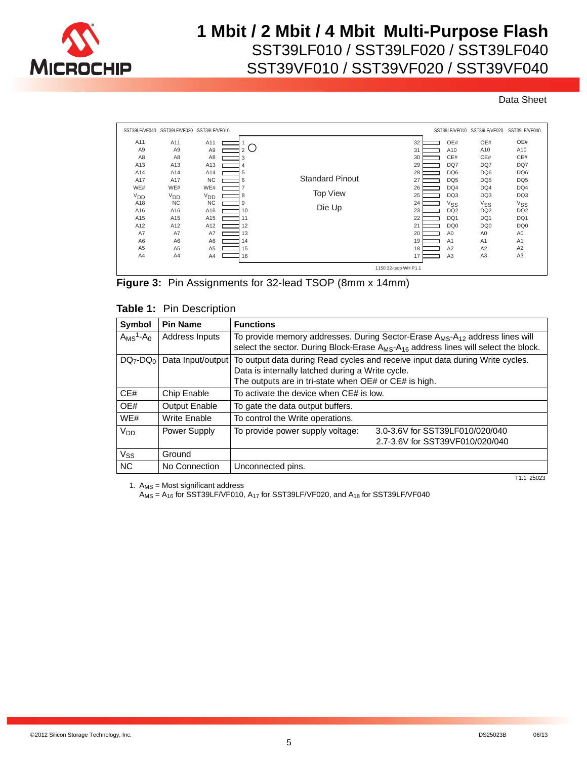# 1 Mbit / 2 Mbit / 4 Mbit Multi-Purpose Flash
## SST39LF010 / SST39LF020 / SST39LF040
## SST39VF010 / SST39VF020 / SST39VF040

Data Sheet

| SST39LF/VF040 | SST39LF/VF020 | SST39LF/VF010 | Pin | | Pin | SST39LF/VF010 | SST39LF/VF020 | SST39LF/VF040 |
|---|---|---|---|---|---|---|---|---|
| A11 | A11 | A11 | 1 | | 32 | OE# | OE# | OE# |
| A9 | A9 | A9 | 2 | | 31 | A10 | A10 | A10 |
| A8 | A8 | A8 | 3 | | 30 | CE# | CE# | CE# |
| A13 | A13 | A13 | 4 | | 29 | DQ7 | DQ7 | DQ7 |
| A14 | A14 | A14 | 5 | | 28 | DQ6 | DQ6 | DQ6 |
| A17 | A17 | NC | 6 | Standard Pinout | 27 | DQ5 | DQ5 | DQ5 |
| WE# | WE# | WE# | 7 | | 26 | DQ4 | DQ4 | DQ4 |
| $V_{DD}$ | $V_{DD}$ | $V_{DD}$ | 8 | Top View | 25 | DQ3 | DQ3 | DQ3 |
| A18 | NC | NC | 9 | | 24 | $V_{SS}$ | $V_{SS}$ | $V_{SS}$ |
| A16 | A16 | A16 | 10 | Die Up | 23 | DQ2 | DQ2 | DQ2 |
| A15 | A15 | A15 | 11 | | 22 | DQ1 | DQ1 | DQ1 |
| A12 | A12 | A12 | 12 | | 21 | DQ0 | DQ0 | DQ0 |
| A7 | A7 | A7 | 13 | | 20 | A0 | A0 | A0 |
| A6 | A6 | A6 | 14 | | 19 | A1 | A1 | A1 |
| A5 | A5 | A5 | 15 | | 18 | A2 | A2 | A2 |
| A4 | A4 | A4 | 16 | | 17 | A3 | A3 | A3 |

1150 32-tsop WH P1.1

**Figure 3:** Pin Assignments for 32-lead TSOP (8mm x 14mm)

**Table 1:** Pin Description

| Symbol | Pin Name | Functions |
|---|---|---|
| $A_{MS}$[1]-$A_0$ | Address Inputs | To provide memory addresses. During Sector-Erase $A_{MS}$-$A_{12}$ address lines will select the sector. During Block-Erase $A_{MS}$-$A_{16}$ address lines will select the block. |
| $DQ_7$-$DQ_0$ | Data Input/output | To output data during Read cycles and receive input data during Write cycles. Data is internally latched during a Write cycle. The outputs are in tri-state when OE# or CE# is high. |
| CE# | Chip Enable | To activate the device when CE# is low. |
| OE# | Output Enable | To gate the data output buffers. |
| WE# | Write Enable | To control the Write operations. |
| $V_{DD}$ | Power Supply | To provide power supply voltage: 3.0-3.6V for SST39LF010/020/040; 2.7-3.6V for SST39VF010/020/040 |
| $V_{SS}$ | Ground | |
| NC | No Connection | Unconnected pins. |

T1.1 25023

1. $A_{MS}$ = Most significant address
   $A_{MS}$ = $A_{16}$ for SST39LF/VF010, $A_{17}$ for SST39LF/VF020, and $A_{18}$ for SST39LF/VF040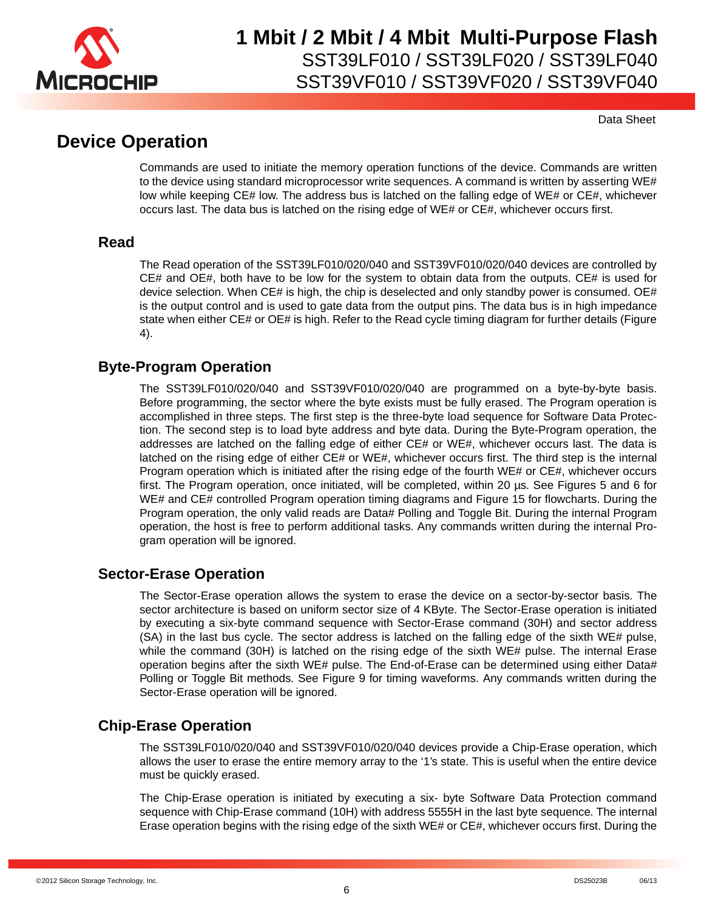## Device Operation

Commands are used to initiate the memory operation functions of the device. Commands are written to the device using standard microprocessor write sequences. A command is written by asserting WE# low while keeping CE# low. The address bus is latched on the falling edge of WE# or CE#, whichever occurs last. The data bus is latched on the rising edge of WE# or CE#, whichever occurs first.

### Read

The Read operation of the SST39LF010/020/040 and SST39VF010/020/040 devices are controlled by CE# and OE#, both have to be low for the system to obtain data from the outputs. CE# is used for device selection. When CE# is high, the chip is deselected and only standby power is consumed. OE# is the output control and is used to gate data from the output pins. The data bus is in high impedance state when either CE# or OE# is high. Refer to the Read cycle timing diagram for further details (Figure 4).

### Byte-Program Operation

The SST39LF010/020/040 and SST39VF010/020/040 are programmed on a byte-by-byte basis. Before programming, the sector where the byte exists must be fully erased. The Program operation is accomplished in three steps. The first step is the three-byte load sequence for Software Data Protection. The second step is to load byte address and byte data. During the Byte-Program operation, the addresses are latched on the falling edge of either CE# or WE#, whichever occurs last. The data is latched on the rising edge of either CE# or WE#, whichever occurs first. The third step is the internal Program operation which is initiated after the rising edge of the fourth WE# or CE#, whichever occurs first. The Program operation, once initiated, will be completed, within 20 µs. See Figures 5 and 6 for WE# and CE# controlled Program operation timing diagrams and Figure 15 for flowcharts. During the Program operation, the only valid reads are Data# Polling and Toggle Bit. During the internal Program operation, the host is free to perform additional tasks. Any commands written during the internal Program operation will be ignored.

### Sector-Erase Operation

The Sector-Erase operation allows the system to erase the device on a sector-by-sector basis. The sector architecture is based on uniform sector size of 4 KByte. The Sector-Erase operation is initiated by executing a six-byte command sequence with Sector-Erase command (30H) and sector address (SA) in the last bus cycle. The sector address is latched on the falling edge of the sixth WE# pulse, while the command (30H) is latched on the rising edge of the sixth WE# pulse. The internal Erase operation begins after the sixth WE# pulse. The End-of-Erase can be determined using either Data# Polling or Toggle Bit methods. See Figure 9 for timing waveforms. Any commands written during the Sector-Erase operation will be ignored.

### Chip-Erase Operation

The SST39LF010/020/040 and SST39VF010/020/040 devices provide a Chip-Erase operation, which allows the user to erase the entire memory array to the '1's state. This is useful when the entire device must be quickly erased.

The Chip-Erase operation is initiated by executing a six- byte Software Data Protection command sequence with Chip-Erase command (10H) with address 5555H in the last byte sequence. The internal Erase operation begins with the rising edge of the sixth WE# or CE#, whichever occurs first. During the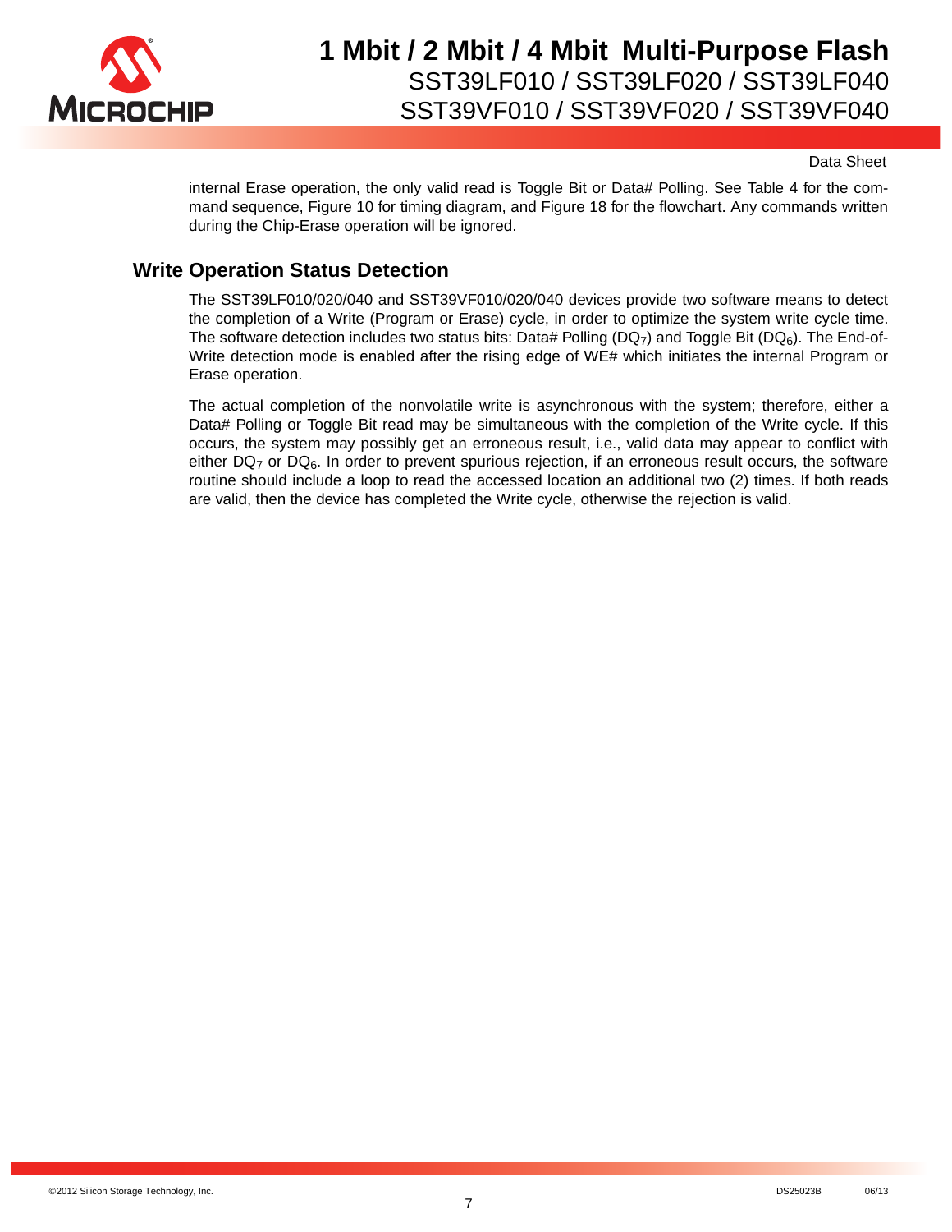internal Erase operation, the only valid read is Toggle Bit or Data# Polling. See Table 4 for the command sequence, Figure 10 for timing diagram, and Figure 18 for the flowchart. Any commands written during the Chip-Erase operation will be ignored.

## Write Operation Status Detection

The SST39LF010/020/040 and SST39VF010/020/040 devices provide two software means to detect the completion of a Write (Program or Erase) cycle, in order to optimize the system write cycle time. The software detection includes two status bits: Data# Polling ($DQ_7$) and Toggle Bit ($DQ_6$). The End-of-Write detection mode is enabled after the rising edge of WE# which initiates the internal Program or Erase operation.

The actual completion of the nonvolatile write is asynchronous with the system; therefore, either a Data# Polling or Toggle Bit read may be simultaneous with the completion of the Write cycle. If this occurs, the system may possibly get an erroneous result, i.e., valid data may appear to conflict with either $DQ_7$ or $DQ_6$. In order to prevent spurious rejection, if an erroneous result occurs, the software routine should include a loop to read the accessed location an additional two (2) times. If both reads are valid, then the device has completed the Write cycle, otherwise the rejection is valid.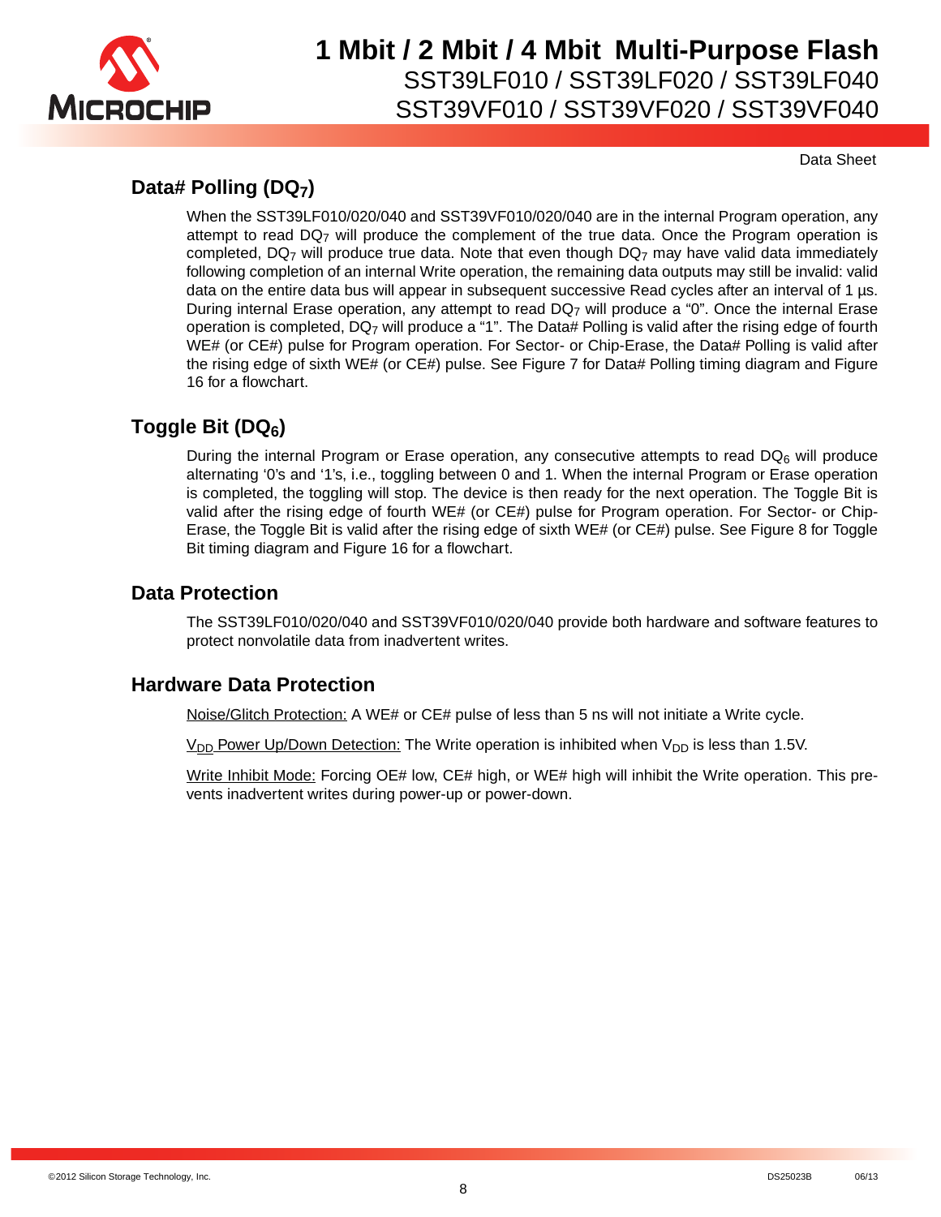## Data# Polling ($DQ_7$)

When the SST39LF010/020/040 and SST39VF010/020/040 are in the internal Program operation, any attempt to read $DQ_7$ will produce the complement of the true data. Once the Program operation is completed, $DQ_7$ will produce true data. Note that even though $DQ_7$ may have valid data immediately following completion of an internal Write operation, the remaining data outputs may still be invalid: valid data on the entire data bus will appear in subsequent successive Read cycles after an interval of 1 µs. During internal Erase operation, any attempt to read $DQ_7$ will produce a "0". Once the internal Erase operation is completed, $DQ_7$ will produce a "1". The Data# Polling is valid after the rising edge of fourth WE# (or CE#) pulse for Program operation. For Sector- or Chip-Erase, the Data# Polling is valid after the rising edge of sixth WE# (or CE#) pulse. See Figure 7 for Data# Polling timing diagram and Figure 16 for a flowchart.

## Toggle Bit ($DQ_6$)

During the internal Program or Erase operation, any consecutive attempts to read $DQ_6$ will produce alternating '0's and '1's, i.e., toggling between 0 and 1. When the internal Program or Erase operation is completed, the toggling will stop. The device is then ready for the next operation. The Toggle Bit is valid after the rising edge of fourth WE# (or CE#) pulse for Program operation. For Sector- or Chip-Erase, the Toggle Bit is valid after the rising edge of sixth WE# (or CE#) pulse. See Figure 8 for Toggle Bit timing diagram and Figure 16 for a flowchart.

## Data Protection

The SST39LF010/020/040 and SST39VF010/020/040 provide both hardware and software features to protect nonvolatile data from inadvertent writes.

## Hardware Data Protection

Noise/Glitch Protection: A WE# or CE# pulse of less than 5 ns will not initiate a Write cycle.

$V_{DD}$ Power Up/Down Detection: The Write operation is inhibited when $V_{DD}$ is less than 1.5V.

Write Inhibit Mode: Forcing OE# low, CE# high, or WE# high will inhibit the Write operation. This prevents inadvertent writes during power-up or power-down.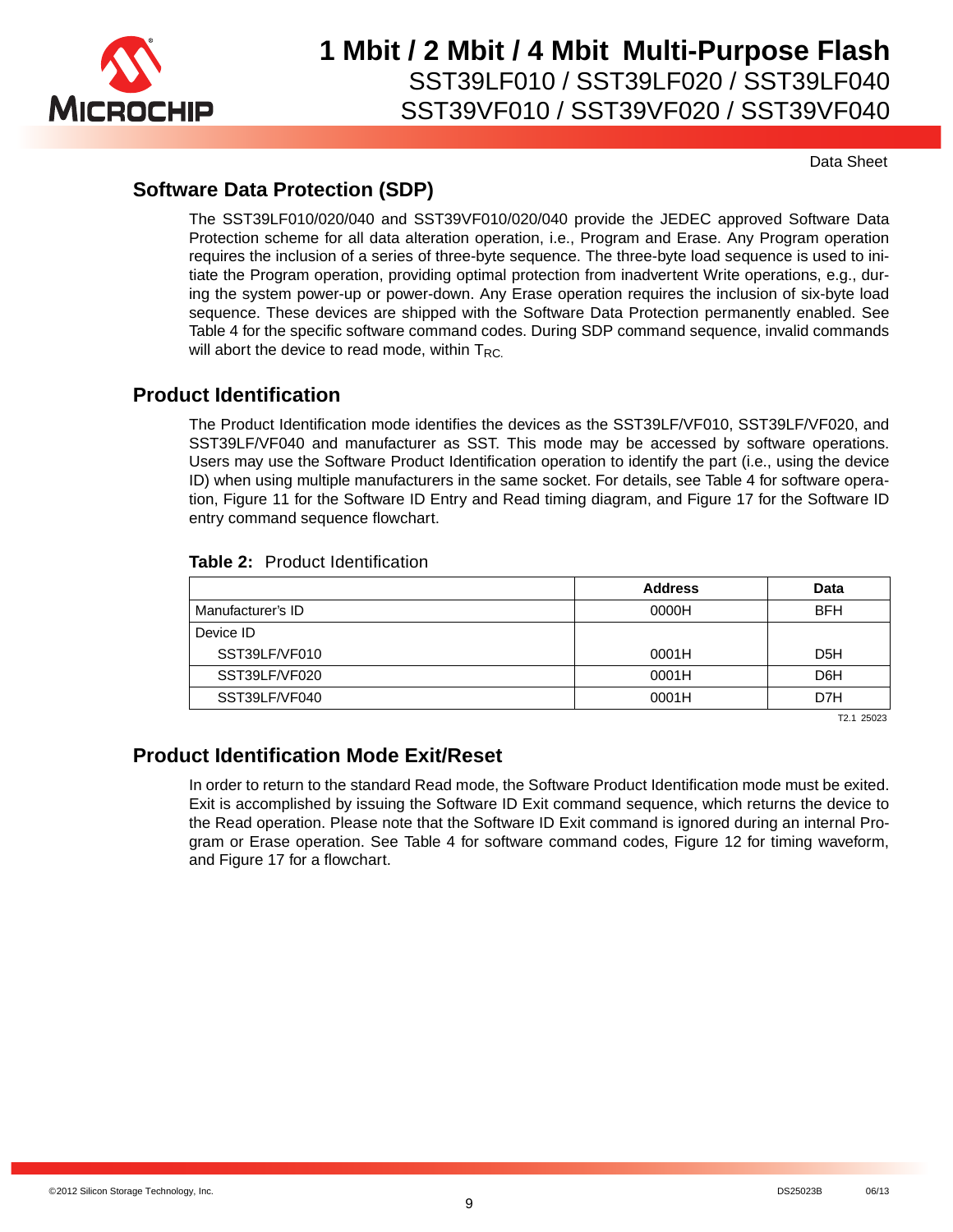## Software Data Protection (SDP)

The SST39LF010/020/040 and SST39VF010/020/040 provide the JEDEC approved Software Data Protection scheme for all data alteration operation, i.e., Program and Erase. Any Program operation requires the inclusion of a series of three-byte sequence. The three-byte load sequence is used to initiate the Program operation, providing optimal protection from inadvertent Write operations, e.g., during the system power-up or power-down. Any Erase operation requires the inclusion of six-byte load sequence. These devices are shipped with the Software Data Protection permanently enabled. See Table 4 for the specific software command codes. During SDP command sequence, invalid commands will abort the device to read mode, within $T_{RC}$.

## Product Identification

The Product Identification mode identifies the devices as the SST39LF/VF010, SST39LF/VF020, and SST39LF/VF040 and manufacturer as SST. This mode may be accessed by software operations. Users may use the Software Product Identification operation to identify the part (i.e., using the device ID) when using multiple manufacturers in the same socket. For details, see Table 4 for software operation, Figure 11 for the Software ID Entry and Read timing diagram, and Figure 17 for the Software ID entry command sequence flowchart.

**Table 2:** Product Identification

| | Address | Data |
|---|---|---|
| Manufacturer's ID | 0000H | BFH |
| Device ID | | |
| SST39LF/VF010 | 0001H | D5H |
| SST39LF/VF020 | 0001H | D6H |
| SST39LF/VF040 | 0001H | D7H |

T2.1 25023

## Product Identification Mode Exit/Reset

In order to return to the standard Read mode, the Software Product Identification mode must be exited. Exit is accomplished by issuing the Software ID Exit command sequence, which returns the device to the Read operation. Please note that the Software ID Exit command is ignored during an internal Program or Erase operation. See Table 4 for software command codes, Figure 12 for timing waveform, and Figure 17 for a flowchart.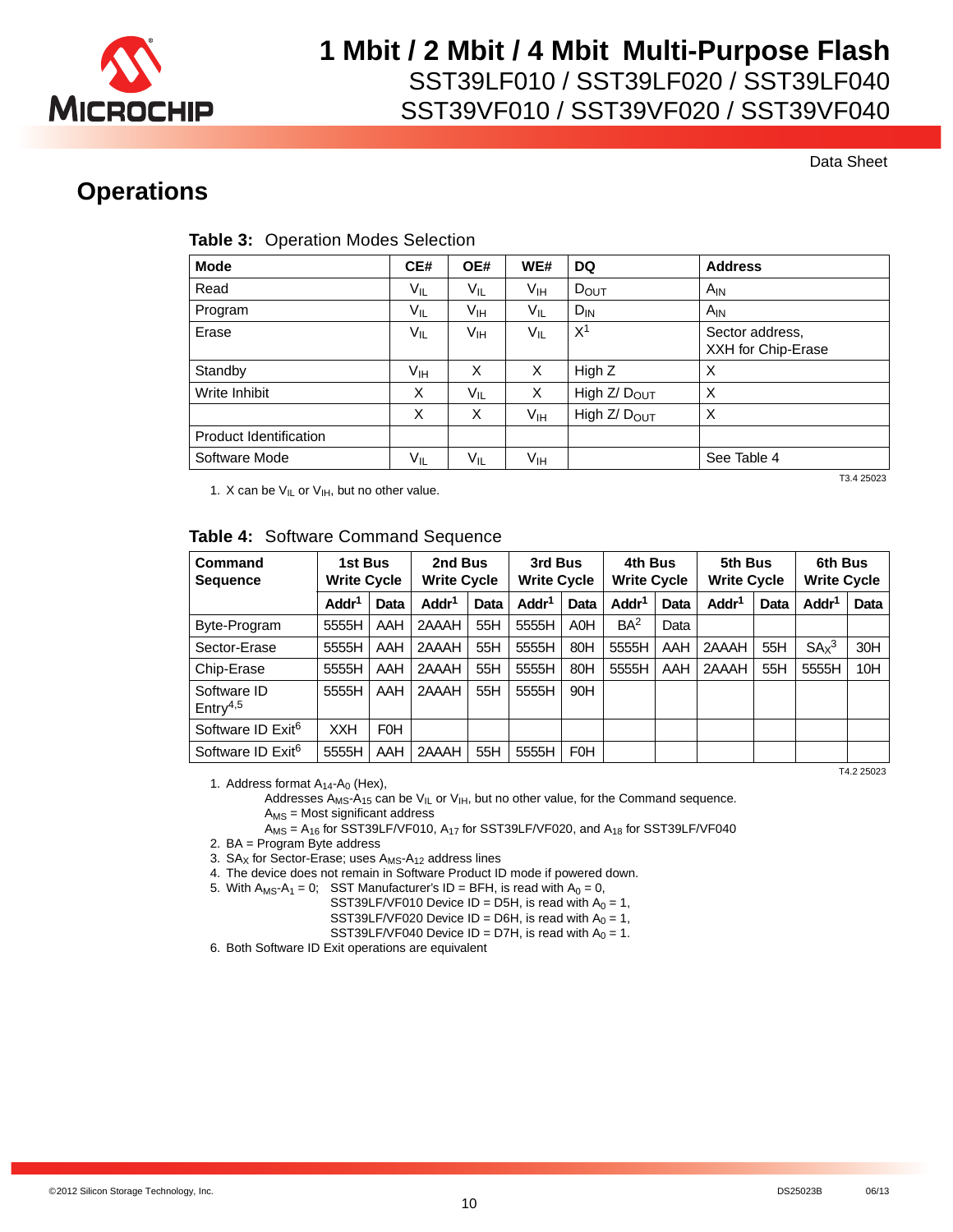## Operations

**Table 3:** Operation Modes Selection

| Mode | CE# | OE# | WE# | DQ | Address |
|---|---|---|---|---|---|
| Read | $V_{IL}$ | $V_{IL}$ | $V_{IH}$ | $D_{OUT}$ | $A_{IN}$ |
| Program | $V_{IL}$ | $V_{IH}$ | $V_{IL}$ | $D_{IN}$ | $A_{IN}$ |
| Erase | $V_{IL}$ | $V_{IH}$ | $V_{IL}$ | X[1] | Sector address, XXH for Chip-Erase |
| Standby | $V_{IH}$ | X | X | High Z | X |
| Write Inhibit | X | $V_{IL}$ | X | High Z/ $D_{OUT}$ | X |
| | X | X | $V_{IH}$ | High Z/ $D_{OUT}$ | X |
| Product Identification | | | | | |
| Software Mode | $V_{IL}$ | $V_{IL}$ | $V_{IH}$ | | See Table 4 |

T3.4 25023

1. X can be $V_{IL}$ or $V_{IH}$, but no other value.

**Table 4:** Software Command Sequence

| Command Sequence | 1st Bus Write Cycle | | 2nd Bus Write Cycle | | 3rd Bus Write Cycle | | 4th Bus Write Cycle | | 5th Bus Write Cycle | | 6th Bus Write Cycle | |
|---|---|---|---|---|---|---|---|---|---|---|---|---|
| | Addr[1] | Data | Addr[1] | Data | Addr[1] | Data | Addr[1] | Data | Addr[1] | Data | Addr[1] | Data |
| Byte-Program | 5555H | AAH | 2AAAH | 55H | 5555H | A0H | BA[2] | Data | | | | |
| Sector-Erase | 5555H | AAH | 2AAAH | 55H | 5555H | 80H | 5555H | AAH | 2AAAH | 55H | $SA_X$[3] | 30H |
| Chip-Erase | 5555H | AAH | 2AAAH | 55H | 5555H | 80H | 5555H | AAH | 2AAAH | 55H | 5555H | 10H |
| Software ID Entry[4,5] | 5555H | AAH | 2AAAH | 55H | 5555H | 90H | | | | | | |
| Software ID Exit[6] | XXH | F0H | | | | | | | | | | |
| Software ID Exit[6] | 5555H | AAH | 2AAAH | 55H | 5555H | F0H | | | | | | |

T4.2 25023

1. Address format $A_{14}$-$A_0$ (Hex),
   Addresses $A_{MS}$-$A_{15}$ can be $V_{IL}$ or $V_{IH}$, but no other value, for the Command sequence.
   $A_{MS}$ = Most significant address
   $A_{MS}$ = $A_{16}$ for SST39LF/VF010, $A_{17}$ for SST39LF/VF020, and $A_{18}$ for SST39LF/VF040
2. BA = Program Byte address
3. $SA_X$ for Sector-Erase; uses $A_{MS}$-$A_{12}$ address lines
4. The device does not remain in Software Product ID mode if powered down.
5. With $A_{MS}$-$A_1$ = 0; SST Manufacturer's ID = BFH, is read with $A_0$ = 0,
   SST39LF/VF010 Device ID = D5H, is read with $A_0$ = 1,
   SST39LF/VF020 Device ID = D6H, is read with $A_0$ = 1,
   SST39LF/VF040 Device ID = D7H, is read with $A_0$ = 1.
6. Both Software ID Exit operations are equivalent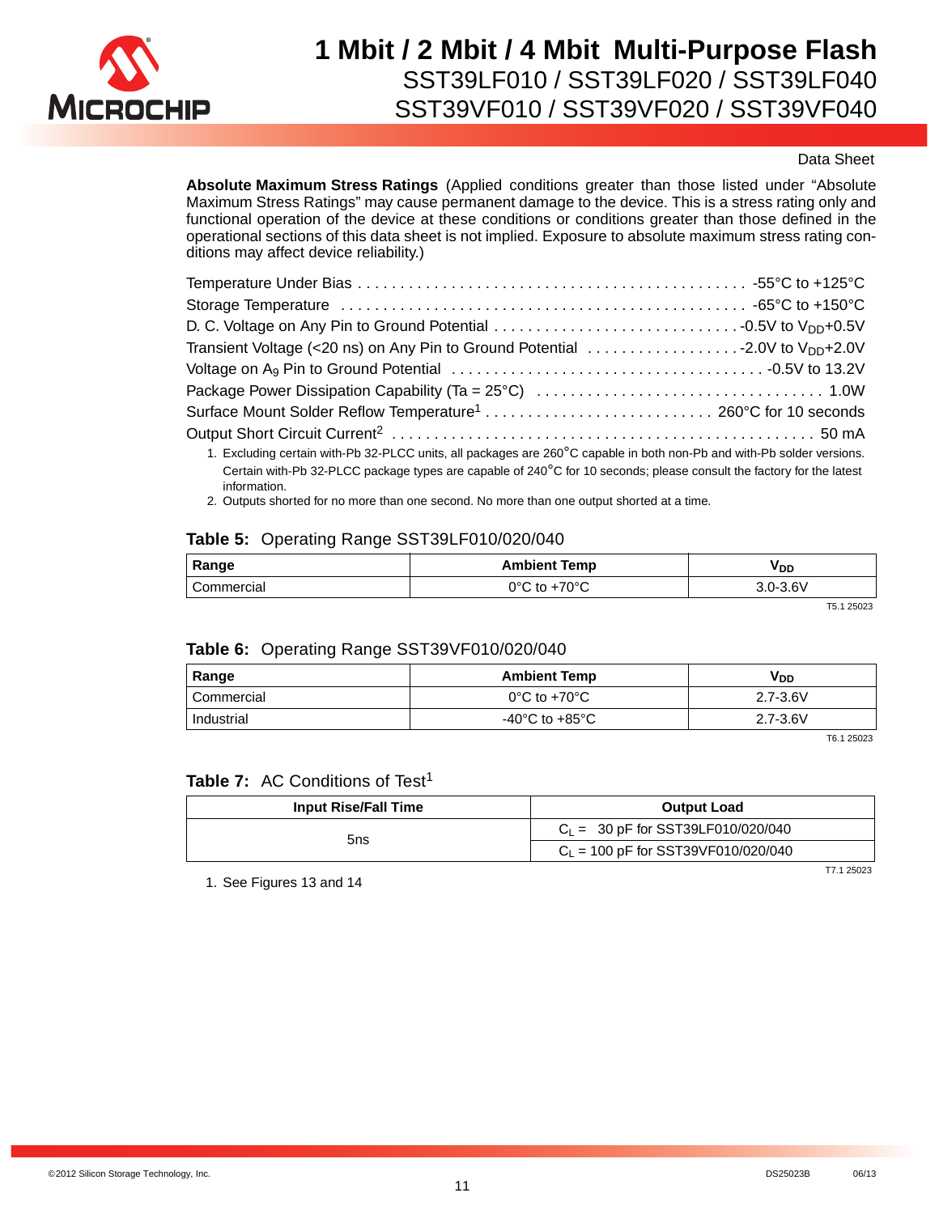**Absolute Maximum Stress Ratings** (Applied conditions greater than those listed under "Absolute Maximum Stress Ratings" may cause permanent damage to the device. This is a stress rating only and functional operation of the device at these conditions or conditions greater than those defined in the operational sections of this data sheet is not implied. Exposure to absolute maximum stress rating conditions may affect device reliability.)

Temperature Under Bias . . . . . . . . . . . . . . . . . . . . . . . . . . . . . . . . . . . . . . . . . . . . . . -55°C to +125°C
Storage Temperature . . . . . . . . . . . . . . . . . . . . . . . . . . . . . . . . . . . . . . . . . . . . . . -65°C to +150°C
D. C. Voltage on Any Pin to Ground Potential . . . . . . . . . . . . . . . . . . . . . . . . . . . . . -0.5V to $V_{DD}$+0.5V
Transient Voltage (<20 ns) on Any Pin to Ground Potential . . . . . . . . . . . . . . . . . . -2.0V to $V_{DD}$+2.0V
Voltage on $A_9$ Pin to Ground Potential . . . . . . . . . . . . . . . . . . . . . . . . . . . . . . . . . . . . -0.5V to 13.2V
Package Power Dissipation Capability (Ta = 25°C) . . . . . . . . . . . . . . . . . . . . . . . . . . . . . . . . . 1.0W
Surface Mount Solder Reflow Temperature[1] . . . . . . . . . . . . . . . . . . . . . . . . . . . 260°C for 10 seconds
Output Short Circuit Current[2] . . . . . . . . . . . . . . . . . . . . . . . . . . . . . . . . . . . . . . . . . . . . . . 50 mA

1. Excluding certain with-Pb 32-PLCC units, all packages are 260°C capable in both non-Pb and with-Pb solder versions. Certain with-Pb 32-PLCC package types are capable of 240°C for 10 seconds; please consult the factory for the latest information.
2. Outputs shorted for no more than one second. No more than one output shorted at a time.

**Table 5:** Operating Range SST39LF010/020/040

| Range | Ambient Temp | $V_{DD}$ |
|---|---|---|
| Commercial | 0°C to +70°C | 3.0-3.6V |

T5.1 25023

**Table 6:** Operating Range SST39VF010/020/040

| Range | Ambient Temp | $V_{DD}$ |
|---|---|---|
| Commercial | 0°C to +70°C | 2.7-3.6V |
| Industrial | -40°C to +85°C | 2.7-3.6V |

T6.1 25023

**Table 7:** AC Conditions of Test[1]

| Input Rise/Fall Time | Output Load |
|---|---|
| 5ns | $C_L$ = 30 pF for SST39LF010/020/040 |
| | $C_L$ = 100 pF for SST39VF010/020/040 |

T7.1 25023

1. See Figures 13 and 14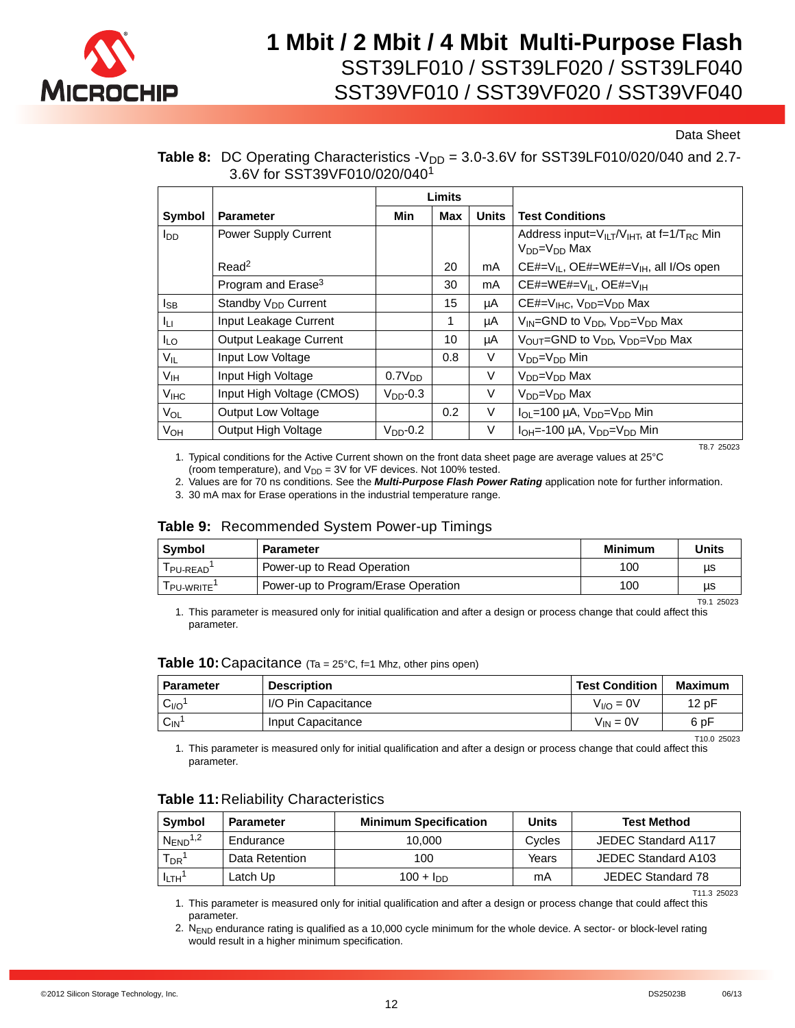**Table 8:** DC Operating Characteristics -$V_{DD}$ = 3.0-3.6V for SST39LF010/020/040 and 2.7-3.6V for SST39VF010/020/040[1]

| Symbol | Parameter | Limits | | | Test Conditions |
|---|---|---|---|---|---|
| | | Min | Max | Units | |
| $I_{DD}$ | Power Supply Current | | | | Address input=$V_{ILT}$/$V_{IHT}$, at f=1/$T_{RC}$ Min $V_{DD}$=$V_{DD}$ Max |
| | Read[2] | | 20 | mA | CE#=$V_{IL}$, OE#=WE#=$V_{IH}$, all I/Os open |
| | Program and Erase[3] | | 30 | mA | CE#=WE#=$V_{IL}$, OE#=$V_{IH}$ |
| $I_{SB}$ | Standby $V_{DD}$ Current | | 15 | µA | CE#=$V_{IHC}$, $V_{DD}$=$V_{DD}$ Max |
| $I_{LI}$ | Input Leakage Current | | 1 | µA | $V_{IN}$=GND to $V_{DD}$, $V_{DD}$=$V_{DD}$ Max |
| $I_{LO}$ | Output Leakage Current | | 10 | µA | $V_{OUT}$=GND to $V_{DD}$, $V_{DD}$=$V_{DD}$ Max |
| $V_{IL}$ | Input Low Voltage | | 0.8 | V | $V_{DD}$=$V_{DD}$ Min |
| $V_{IH}$ | Input High Voltage | 0.7$V_{DD}$ | | V | $V_{DD}$=$V_{DD}$ Max |
| $V_{IHC}$ | Input High Voltage (CMOS) | $V_{DD}$-0.3 | | V | $V_{DD}$=$V_{DD}$ Max |
| $V_{OL}$ | Output Low Voltage | | 0.2 | V | $I_{OL}$=100 µA, $V_{DD}$=$V_{DD}$ Min |
| $V_{OH}$ | Output High Voltage | $V_{DD}$-0.2 | | V | $I_{OH}$=-100 µA, $V_{DD}$=$V_{DD}$ Min |

T8.7 25023

1. Typical conditions for the Active Current shown on the front data sheet page are average values at 25°C (room temperature), and $V_{DD}$ = 3V for VF devices. Not 100% tested.
2. Values are for 70 ns conditions. See the ***Multi-Purpose Flash Power Rating*** application note for further information.
3. 30 mA max for Erase operations in the industrial temperature range.

**Table 9:** Recommended System Power-up Timings

| Symbol | Parameter | Minimum | Units |
|---|---|---|---|
| $T_{PU\text{-}READ}$[1] | Power-up to Read Operation | 100 | µs |
| $T_{PU\text{-}WRITE}$[1] | Power-up to Program/Erase Operation | 100 | µs |

T9.1 25023

1. This parameter is measured only for initial qualification and after a design or process change that could affect this parameter.

**Table 10:** Capacitance (Ta = 25°C, f=1 Mhz, other pins open)

| Parameter | Description | Test Condition | Maximum |
|---|---|---|---|
| $C_{I/O}$[1] | I/O Pin Capacitance | $V_{I/O}$ = 0V | 12 pF |
| $C_{IN}$[1] | Input Capacitance | $V_{IN}$ = 0V | 6 pF |

T10.0 25023

1. This parameter is measured only for initial qualification and after a design or process change that could affect this parameter.

**Table 11:** Reliability Characteristics

| Symbol | Parameter | Minimum Specification | Units | Test Method |
|---|---|---|---|---|
| $N_{END}$[1,2] | Endurance | 10,000 | Cycles | JEDEC Standard A117 |
| $T_{DR}$[1] | Data Retention | 100 | Years | JEDEC Standard A103 |
| $I_{LTH}$[1] | Latch Up | 100 + $I_{DD}$ | mA | JEDEC Standard 78 |

T11.3 25023

1. This parameter is measured only for initial qualification and after a design or process change that could affect this parameter.
2. $N_{END}$ endurance rating is qualified as a 10,000 cycle minimum for the whole device. A sector- or block-level rating would result in a higher minimum specification.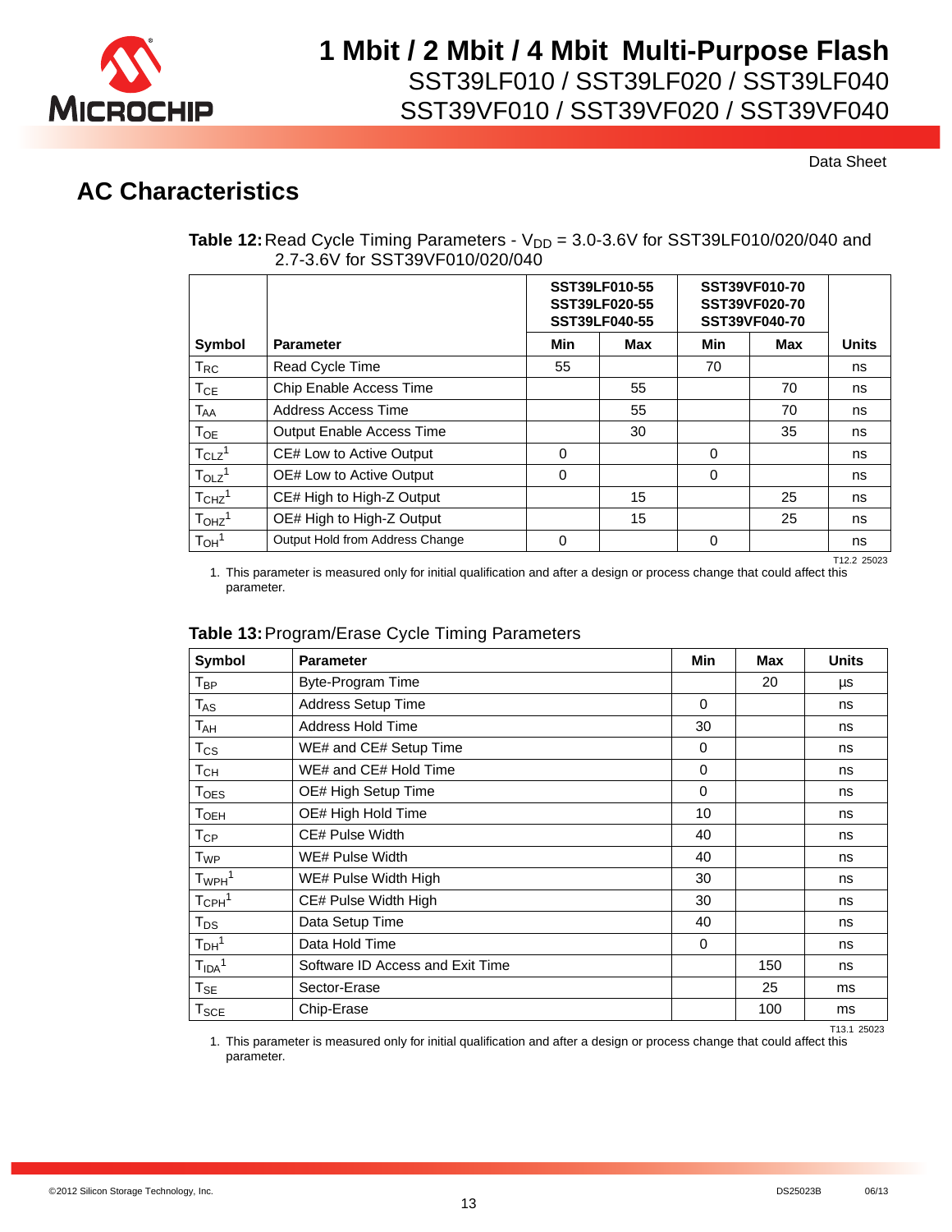Data Sheet

## AC Characteristics

**Table 12:** Read Cycle Timing Parameters - $V_{DD}$ = 3.0-3.6V for SST39LF010/020/040 and 2.7-3.6V for SST39VF010/020/040

| | | SST39LF010-55 SST39LF020-55 SST39LF040-55 | | SST39VF010-70 SST39VF020-70 SST39VF040-70 | | |
|---|---|---|---|---|---|---|
| **Symbol** | **Parameter** | **Min** | **Max** | **Min** | **Max** | **Units** |
| $T_{RC}$ | Read Cycle Time | 55 | | 70 | | ns |
| $T_{CE}$ | Chip Enable Access Time | | 55 | | 70 | ns |
| $T_{AA}$ | Address Access Time | | 55 | | 70 | ns |
| $T_{OE}$ | Output Enable Access Time | | 30 | | 35 | ns |
| $T_{CLZ}$[1] | CE# Low to Active Output | 0 | | 0 | | ns |
| $T_{OLZ}$[1] | OE# Low to Active Output | 0 | | 0 | | ns |
| $T_{CHZ}$[1] | CE# High to High-Z Output | | 15 | | 25 | ns |
| $T_{OHZ}$[1] | OE# High to High-Z Output | | 15 | | 25 | ns |
| $T_{OH}$[1] | Output Hold from Address Change | 0 | | 0 | | ns |

T12.2 25023

1. This parameter is measured only for initial qualification and after a design or process change that could affect this parameter.

**Table 13:** Program/Erase Cycle Timing Parameters

| Symbol | Parameter | Min | Max | Units |
|---|---|---|---|---|
| $T_{BP}$ | Byte-Program Time | | 20 | µs |
| $T_{AS}$ | Address Setup Time | 0 | | ns |
| $T_{AH}$ | Address Hold Time | 30 | | ns |
| $T_{CS}$ | WE# and CE# Setup Time | 0 | | ns |
| $T_{CH}$ | WE# and CE# Hold Time | 0 | | ns |
| $T_{OES}$ | OE# High Setup Time | 0 | | ns |
| $T_{OEH}$ | OE# High Hold Time | 10 | | ns |
| $T_{CP}$ | CE# Pulse Width | 40 | | ns |
| $T_{WP}$ | WE# Pulse Width | 40 | | ns |
| $T_{WPH}$[1] | WE# Pulse Width High | 30 | | ns |
| $T_{CPH}$[1] | CE# Pulse Width High | 30 | | ns |
| $T_{DS}$ | Data Setup Time | 40 | | ns |
| $T_{DH}$[1] | Data Hold Time | 0 | | ns |
| $T_{IDA}$[1] | Software ID Access and Exit Time | | 150 | ns |
| $T_{SE}$ | Sector-Erase | | 25 | ms |
| $T_{SCE}$ | Chip-Erase | | 100 | ms |

T13.1 25023

1. This parameter is measured only for initial qualification and after a design or process change that could affect this parameter.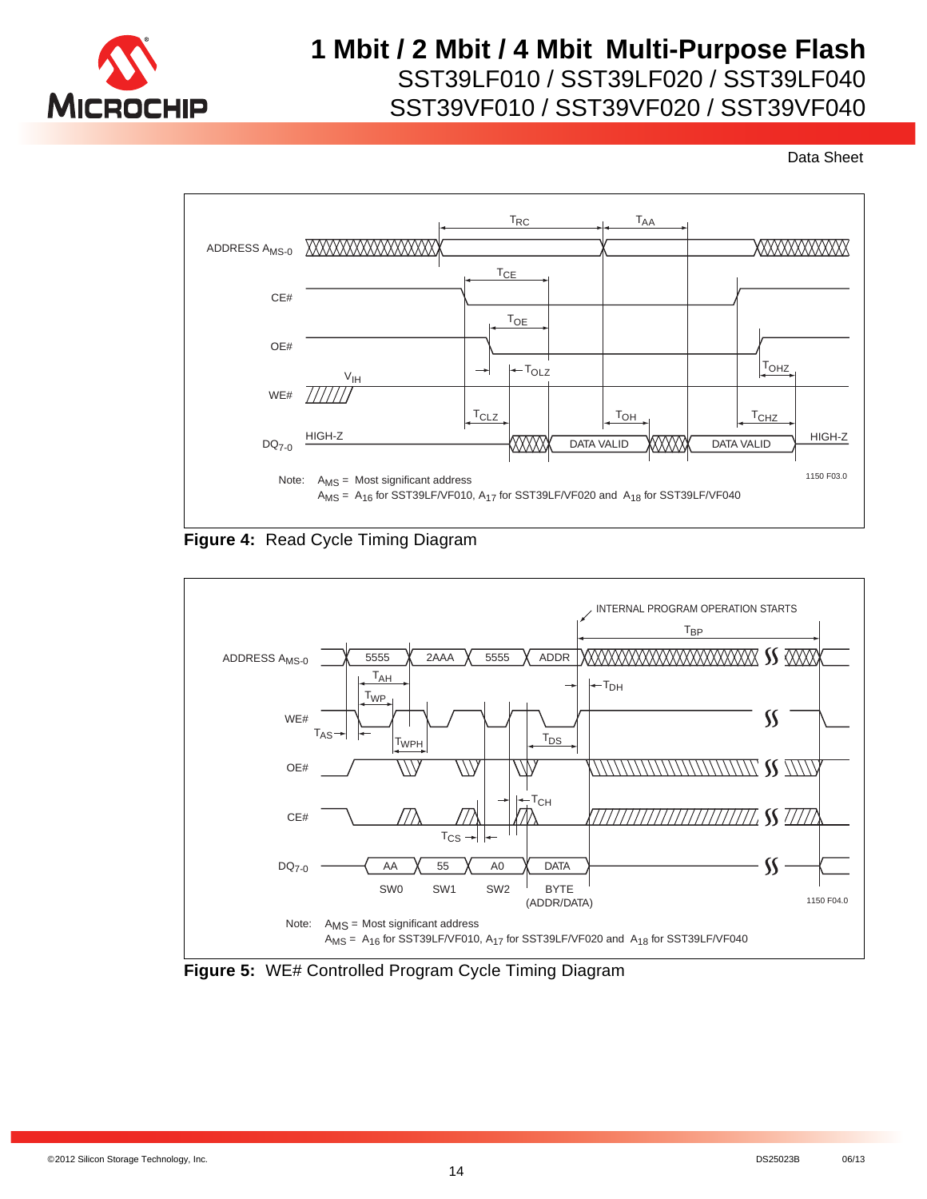Note: $A_{MS}$ = Most significant address
$A_{MS}$ = $A_{16}$ for SST39LF/VF010, $A_{17}$ for SST39LF/VF020 and $A_{18}$ for SST39LF/VF040

1150 F03.0

**Figure 4:** Read Cycle Timing Diagram

Note: $A_{MS}$ = Most significant address
$A_{MS}$ = $A_{16}$ for SST39LF/VF010, $A_{17}$ for SST39LF/VF020 and $A_{18}$ for SST39LF/VF040

1150 F04.0

**Figure 5:** WE# Controlled Program Cycle Timing Diagram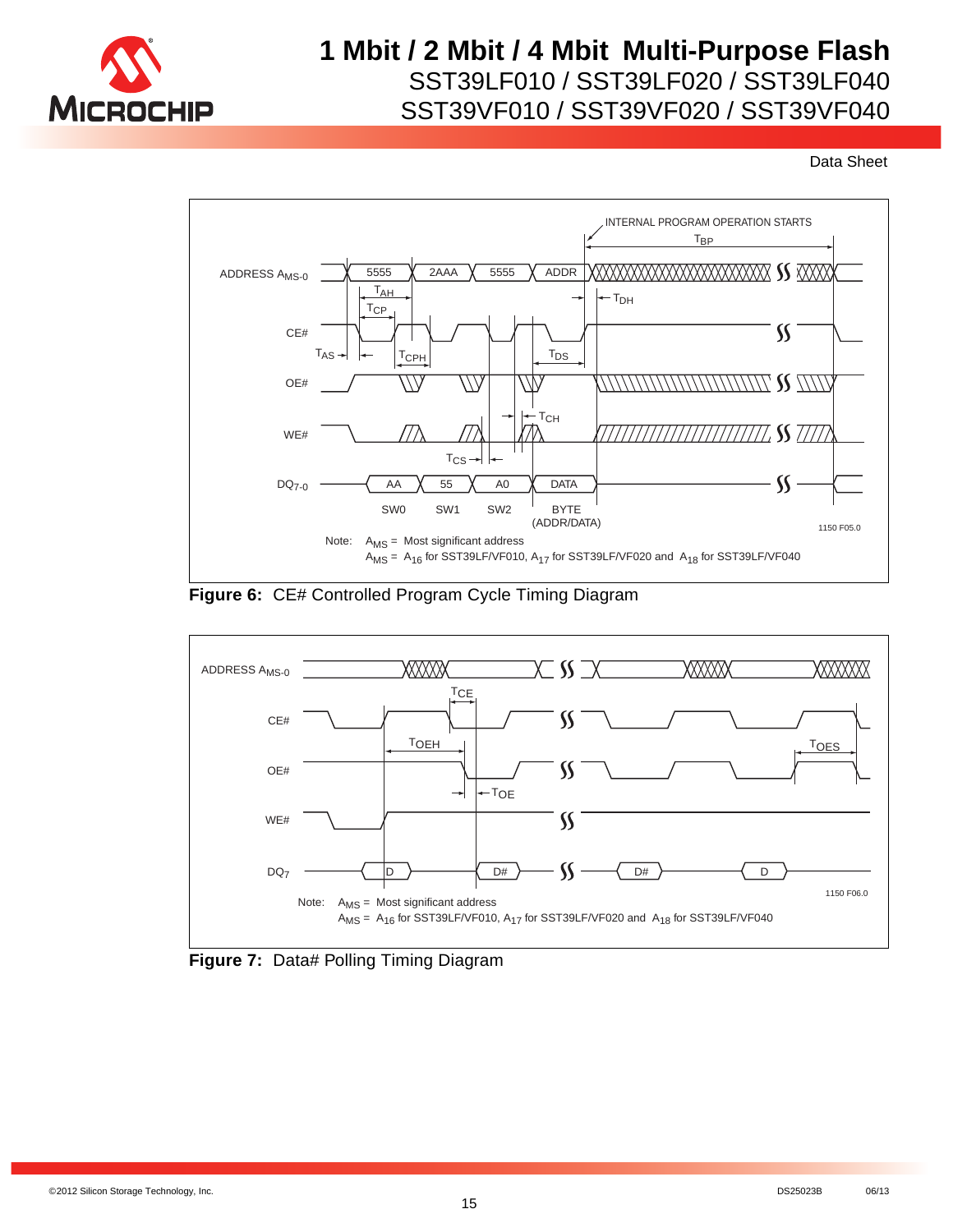INTERNAL PROGRAM OPERATION STARTS

$T_{BP}$

ADDRESS $A_{MS-0}$ — 5555, 2AAA, 5555, ADDR

$T_{AH}$, $T_{DH}$, $T_{CP}$

CE#

$T_{AS}$, $T_{CPH}$, $T_{DS}$

OE#

$T_{CH}$

WE#

$T_{CS}$

$DQ_{7-0}$ — AA, 55, A0, DATA

SW0, SW1, SW2, BYTE (ADDR/DATA)

1150 F05.0

Note: $A_{MS}$ = Most significant address
$A_{MS}$ = $A_{16}$ for SST39LF/VF010, $A_{17}$ for SST39LF/VF020 and $A_{18}$ for SST39LF/VF040

**Figure 6:** CE# Controlled Program Cycle Timing Diagram

ADDRESS $A_{MS-0}$

$T_{CE}$

CE#

$T_{OEH}$, $T_{OES}$

OE#

$T_{OE}$

WE#

$DQ_7$ — D, D#, D#, D

1150 F06.0

Note: $A_{MS}$ = Most significant address
$A_{MS}$ = $A_{16}$ for SST39LF/VF010, $A_{17}$ for SST39LF/VF020 and $A_{18}$ for SST39LF/VF040

**Figure 7:** Data# Polling Timing Diagram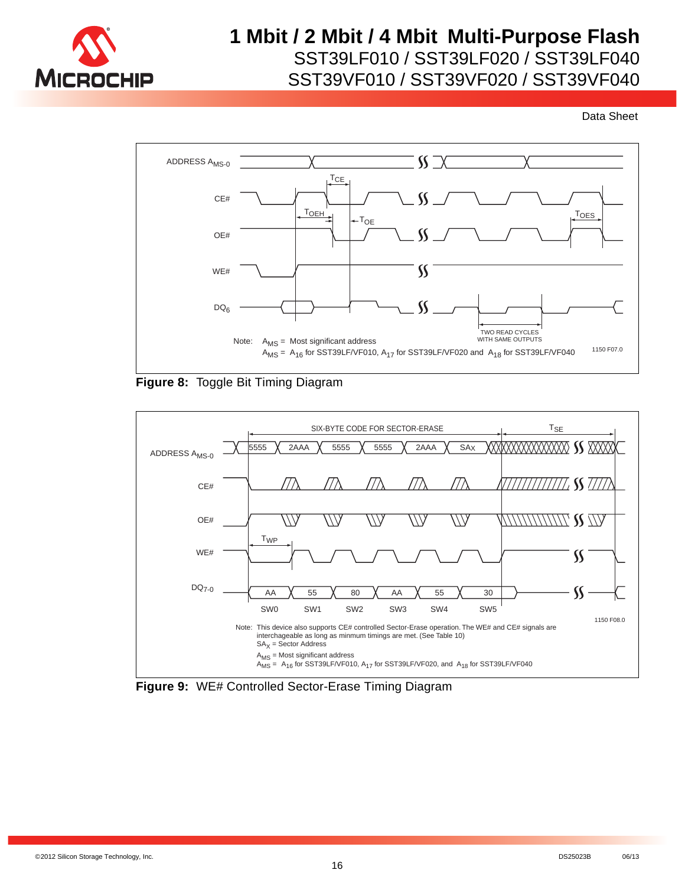ADDRESS $A_{MS-0}$

CE#

OE#

WE#

$DQ_6$

$T_{CE}$

$T_{OEH}$

$T_{OE}$

$T_{OES}$

TWO READ CYCLES WITH SAME OUTPUTS

Note: $A_{MS}$ = Most significant address
$A_{MS}$ = $A_{16}$ for SST39LF/VF010, $A_{17}$ for SST39LF/VF020 and $A_{18}$ for SST39LF/VF040

1150 F07.0

**Figure 8:** Toggle Bit Timing Diagram

SIX-BYTE CODE FOR SECTOR-ERASE

$T_{SE}$

ADDRESS $A_{MS-0}$: 5555, 2AAA, 5555, 5555, 2AAA, $SA_X$

CE#

OE#

WE#

$T_{WP}$

$DQ_{7-0}$: AA, 55, 80, AA, 55, 30

SW0, SW1, SW2, SW3, SW4, SW5

1150 F08.0

Note: This device also supports CE# controlled Sector-Erase operation. The WE# and CE# signals are interchageable as long as minmum timings are met. (See Table 10)
$SA_X$ = Sector Address
$A_{MS}$ = Most significant address
$A_{MS}$ = $A_{16}$ for SST39LF/VF010, $A_{17}$ for SST39LF/VF020, and $A_{18}$ for SST39LF/VF040

**Figure 9:** WE# Controlled Sector-Erase Timing Diagram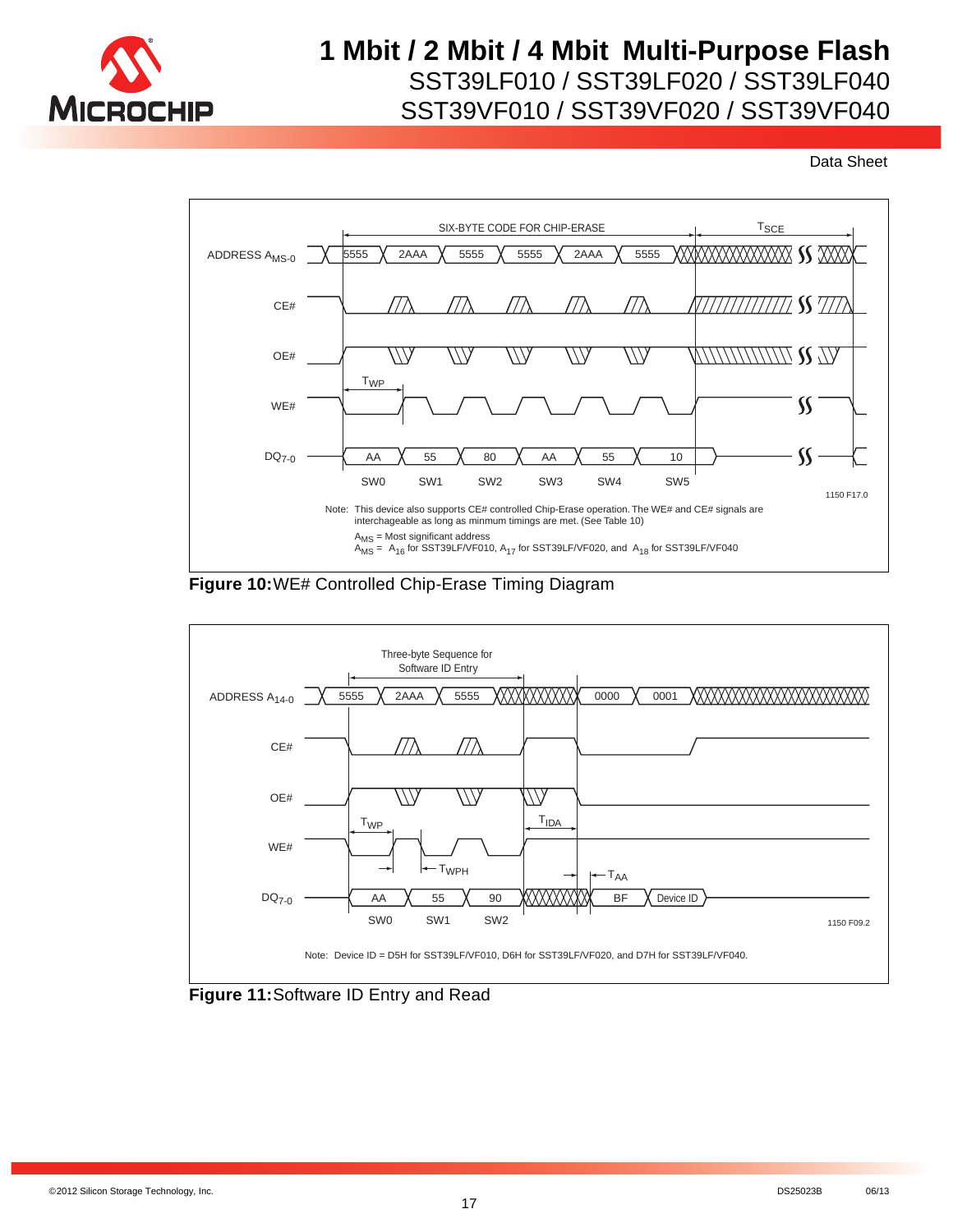ADDRESS $A_{MS-0}$ | 5555 | 2AAA | 5555 | 5555 | 2AAA | 5555

SIX-BYTE CODE FOR CHIP-ERASE — $T_{SCE}$

CE#

OE#

WE# — $T_{WP}$

$DQ_{7-0}$ | AA | 55 | 80 | AA | 55 | 10

SW0 SW1 SW2 SW3 SW4 SW5

1150 F17.0

Note: This device also supports CE# controlled Chip-Erase operation. The WE# and CE# signals are interchageable as long as minmum timings are met. (See Table 10)

$A_{MS}$ = Most significant address

$A_{MS}$ = $A_{16}$ for SST39LF/VF010, $A_{17}$ for SST39LF/VF020, and $A_{18}$ for SST39LF/VF040

**Figure 10:** WE# Controlled Chip-Erase Timing Diagram

Three-byte Sequence for Software ID Entry

ADDRESS $A_{14-0}$ | 5555 | 2AAA | 5555 | 0000 | 0001

CE#

OE#

WE# — $T_{WP}$, $T_{WPH}$, $T_{IDA}$, $T_{AA}$

$DQ_{7-0}$ | AA | 55 | 90 | BF | Device ID

SW0 SW1 SW2

1150 F09.2

Note: Device ID = D5H for SST39LF/VF010, D6H for SST39LF/VF020, and D7H for SST39LF/VF040.

**Figure 11:** Software ID Entry and Read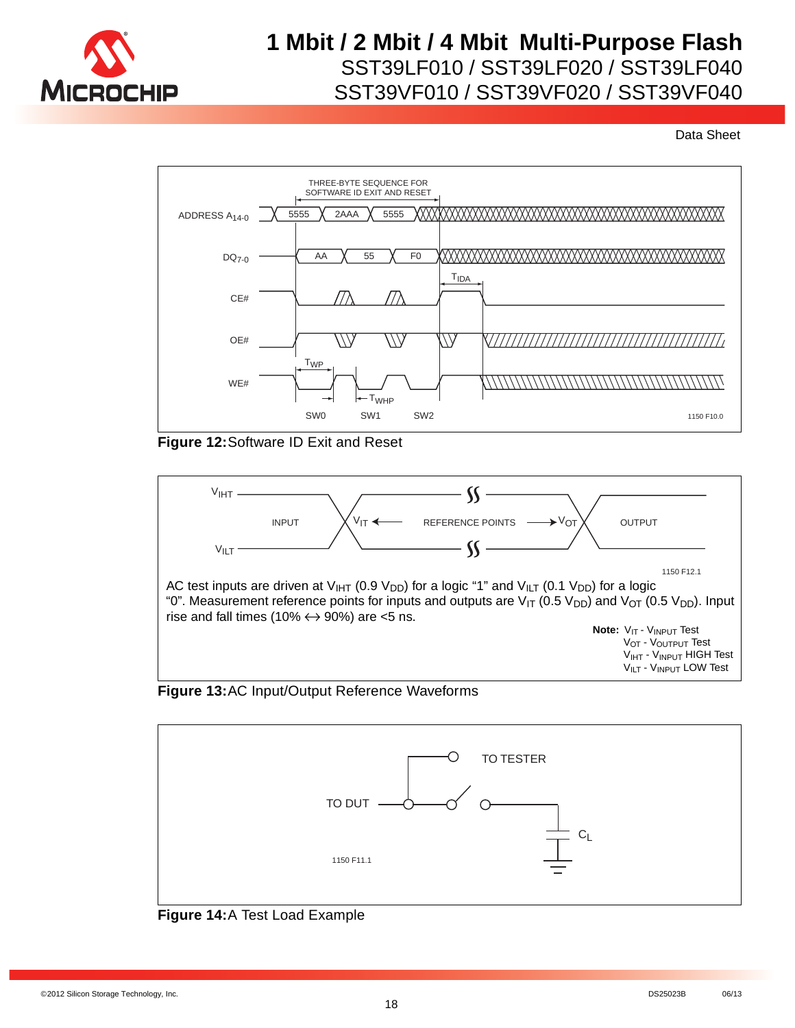Figure 12: Software ID Exit and Reset

Figure 13: AC Input/Output Reference Waveforms

AC test inputs are driven at $V_{IHT}$ (0.9 $V_{DD}$) for a logic "1" and $V_{ILT}$ (0.1 $V_{DD}$) for a logic "0". Measurement reference points for inputs and outputs are $V_{IT}$ (0.5 $V_{DD}$) and $V_{OT}$ (0.5 $V_{DD}$). Input rise and fall times (10% ↔ 90%) are <5 ns.

**Note:** $V_{IT}$ - $V_{INPUT}$ Test
$V_{OT}$ - $V_{OUTPUT}$ Test
$V_{IHT}$ - $V_{INPUT}$ HIGH Test
$V_{ILT}$ - $V_{INPUT}$ LOW Test

Figure 14: A Test Load Example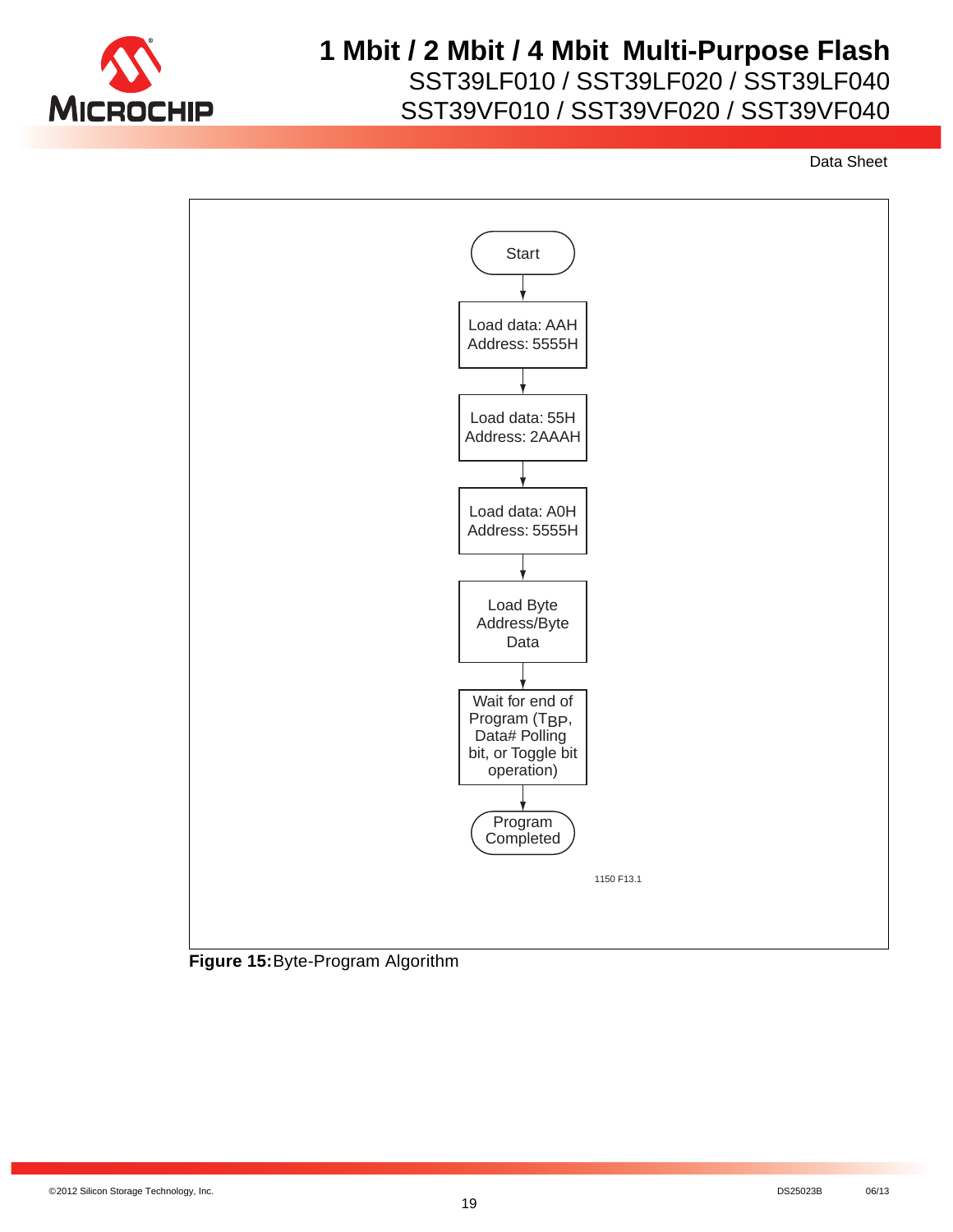Start

Load data: AAH
Address: 5555H

Load data: 55H
Address: 2AAAH

Load data: A0H
Address: 5555H

Load Byte
Address/Byte
Data

Wait for end of
Program ($T_{BP}$,
Data# Polling
bit, or Toggle bit
operation)

Program
Completed

1150 F13.1

**Figure 15:** Byte-Program Algorithm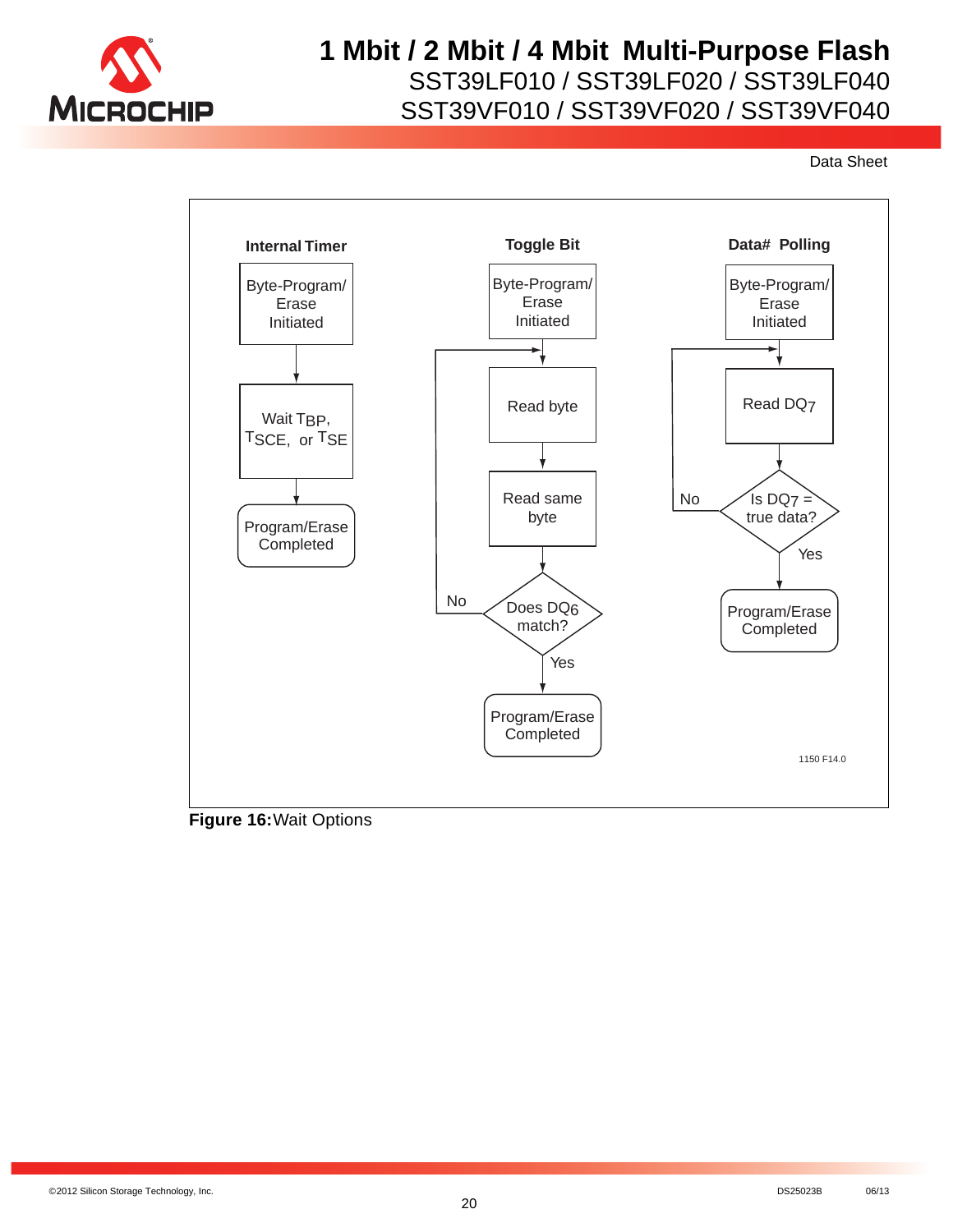**Internal Timer**

Byte-Program/Erase Initiated → Wait $T_{BP}$, $T_{SCE}$, or $T_{SE}$ → Program/Erase Completed

**Toggle Bit**

Byte-Program/Erase Initiated → Read byte → Read same byte → Does $DQ_6$ match? (No → Read byte; Yes → Program/Erase Completed)

**Data# Polling**

Byte-Program/Erase Initiated → Read $DQ_7$ → Is $DQ_7$ = true data? (No → Read $DQ_7$; Yes → Program/Erase Completed)

1150 F14.0

**Figure 16:** Wait Options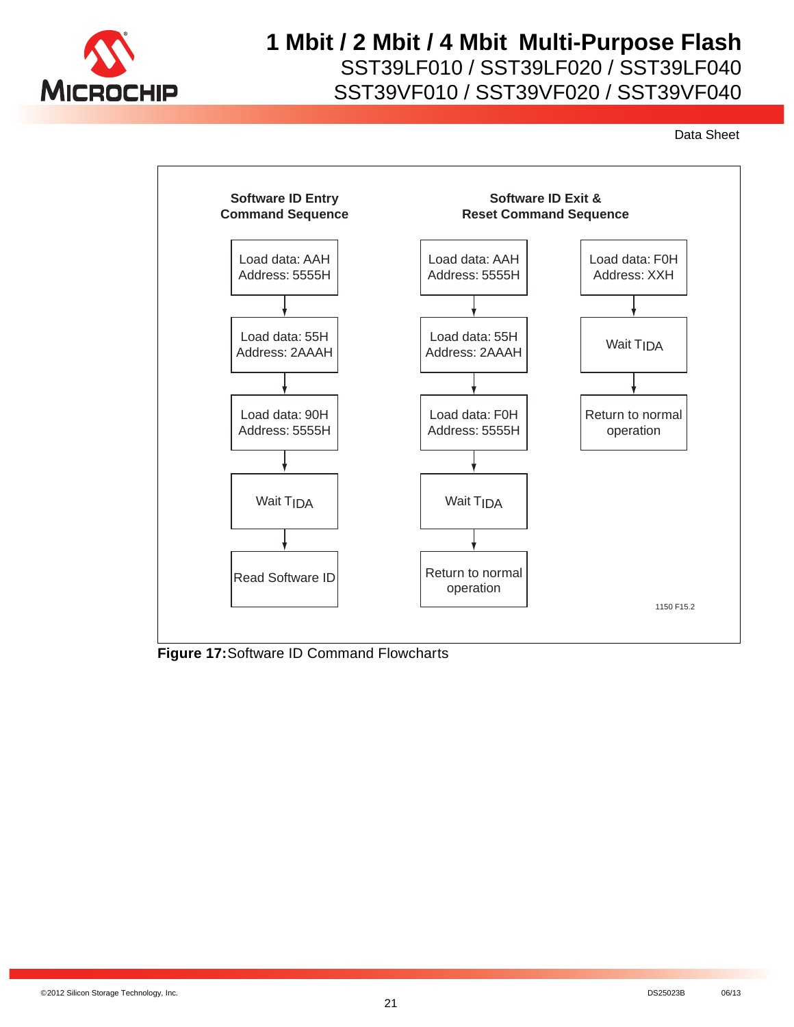**Software ID Entry Command Sequence**

Load data: AAH
Address: 5555H

↓

Load data: 55H
Address: 2AAAH

↓

Load data: 90H
Address: 5555H

↓

Wait $T_{IDA}$

↓

Read Software ID

**Software ID Exit & Reset Command Sequence**

Load data: AAH
Address: 5555H

↓

Load data: 55H
Address: 2AAAH

↓

Load data: F0H
Address: 5555H

↓

Wait $T_{IDA}$

↓

Return to normal operation

Load data: F0H
Address: XXH

↓

Wait $T_{IDA}$

↓

Return to normal operation

1150 F15.2

**Figure 17:** Software ID Command Flowcharts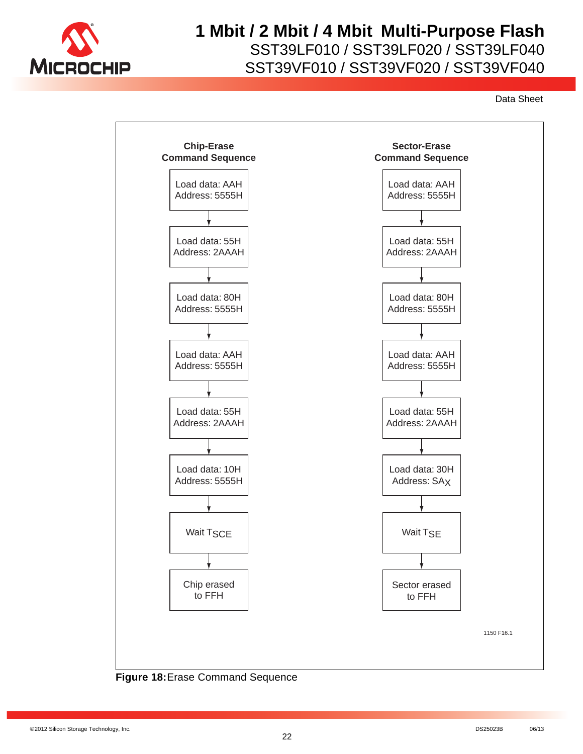**Chip-Erase Command Sequence**

1. Load data: AAH Address: 5555H
2. Load data: 55H Address: 2AAAH
3. Load data: 80H Address: 5555H
4. Load data: AAH Address: 5555H
5. Load data: 55H Address: 2AAAH
6. Load data: 10H Address: 5555H
7. Wait $T_{SCE}$
8. Chip erased to FFH

**Sector-Erase Command Sequence**

1. Load data: AAH Address: 5555H
2. Load data: 55H Address: 2AAAH
3. Load data: 80H Address: 5555H
4. Load data: AAH Address: 5555H
5. Load data: 55H Address: 2AAAH
6. Load data: 30H Address: $SA_X$
7. Wait $T_{SE}$
8. Sector erased to FFH

1150 F16.1

**Figure 18:** Erase Command Sequence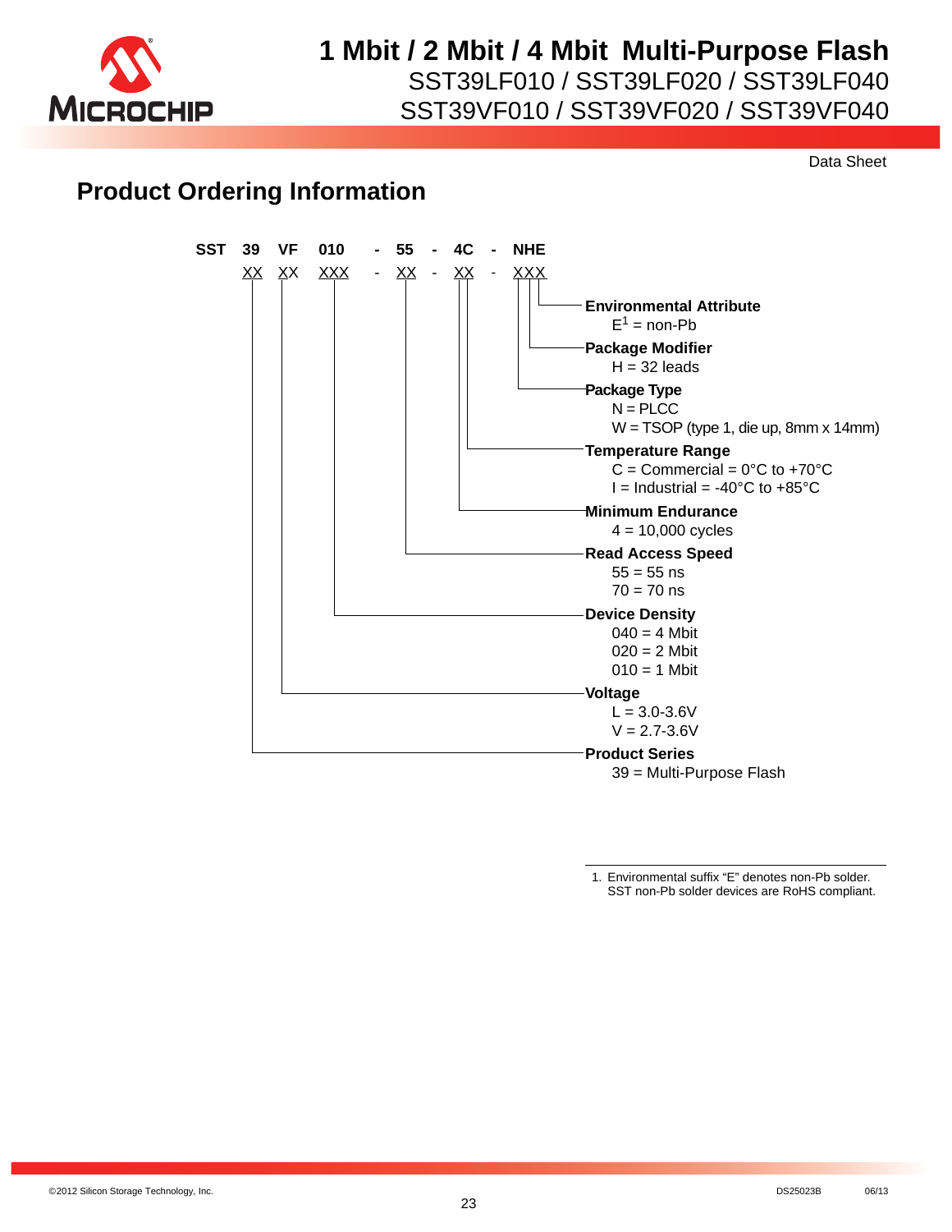## Product Ordering Information

```
SST  39   VF   010   -  55  -  4C  -  NHE
     XX   XX   XXX   -  XX  -  XX  -  XXX
```

**Environmental Attribute**
- E[1] = non-Pb

**Package Modifier**
- H = 32 leads

**Package Type**
- N = PLCC
- W = TSOP (type 1, die up, 8mm x 14mm)

**Temperature Range**
- C = Commercial = 0°C to +70°C
- I = Industrial = -40°C to +85°C

**Minimum Endurance**
- 4 = 10,000 cycles

**Read Access Speed**
- 55 = 55 ns
- 70 = 70 ns

**Device Density**
- 040 = 4 Mbit
- 020 = 2 Mbit
- 010 = 1 Mbit

**Voltage**
- L = 3.0-3.6V
- V = 2.7-3.6V

**Product Series**
- 39 = Multi-Purpose Flash

1. Environmental suffix "E" denotes non-Pb solder. SST non-Pb solder devices are RoHS compliant.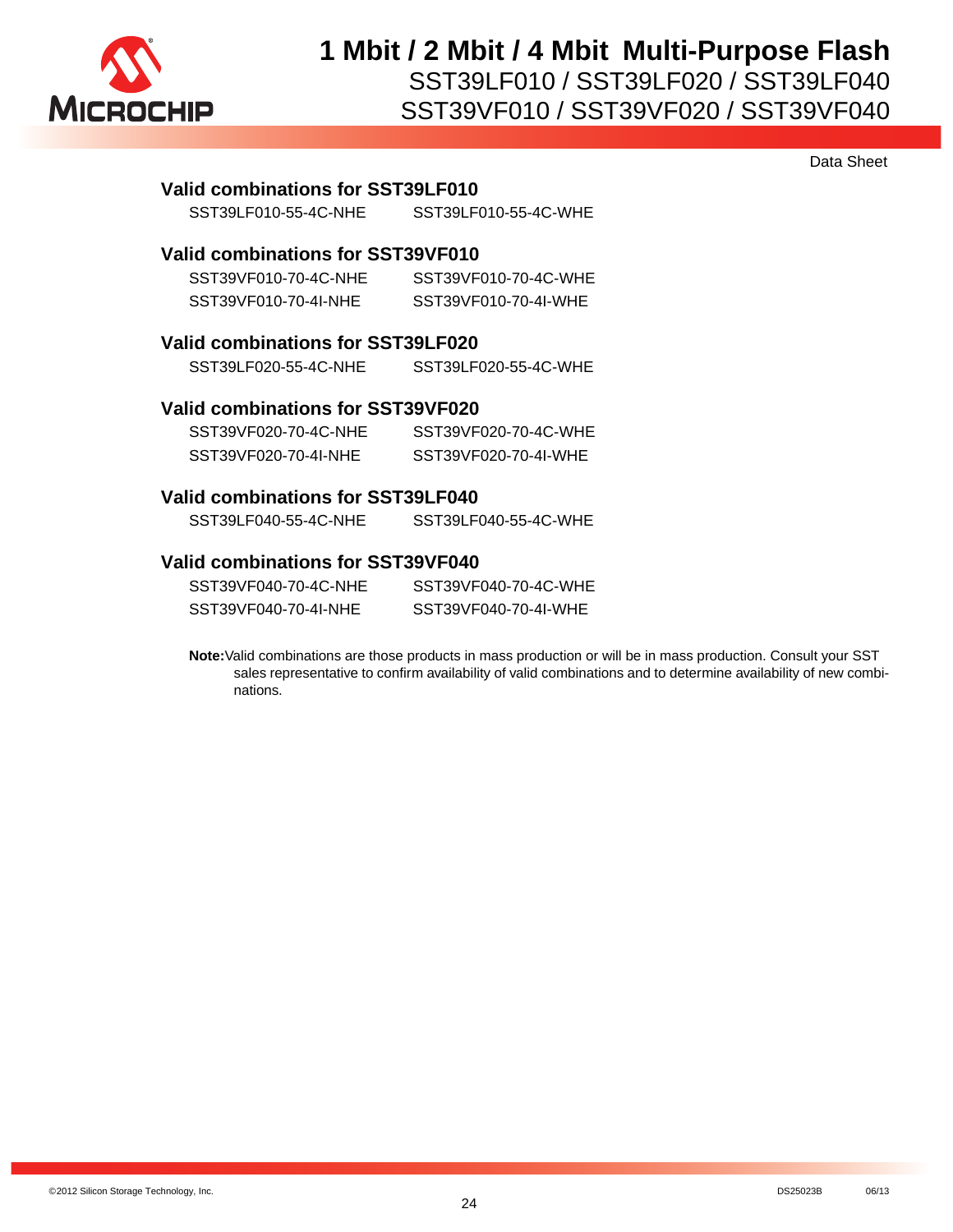### Valid combinations for SST39LF010

SST39LF010-55-4C-NHE SST39LF010-55-4C-WHE

### Valid combinations for SST39VF010

SST39VF010-70-4C-NHE SST39VF010-70-4C-WHE
SST39VF010-70-4I-NHE SST39VF010-70-4I-WHE

### Valid combinations for SST39LF020

SST39LF020-55-4C-NHE SST39LF020-55-4C-WHE

### Valid combinations for SST39VF020

SST39VF020-70-4C-NHE SST39VF020-70-4C-WHE
SST39VF020-70-4I-NHE SST39VF020-70-4I-WHE

### Valid combinations for SST39LF040

SST39LF040-55-4C-NHE SST39LF040-55-4C-WHE

### Valid combinations for SST39VF040

SST39VF040-70-4C-NHE SST39VF040-70-4C-WHE
SST39VF040-70-4I-NHE SST39VF040-70-4I-WHE

**Note:** Valid combinations are those products in mass production or will be in mass production. Consult your SST sales representative to confirm availability of valid combinations and to determine availability of new combinations.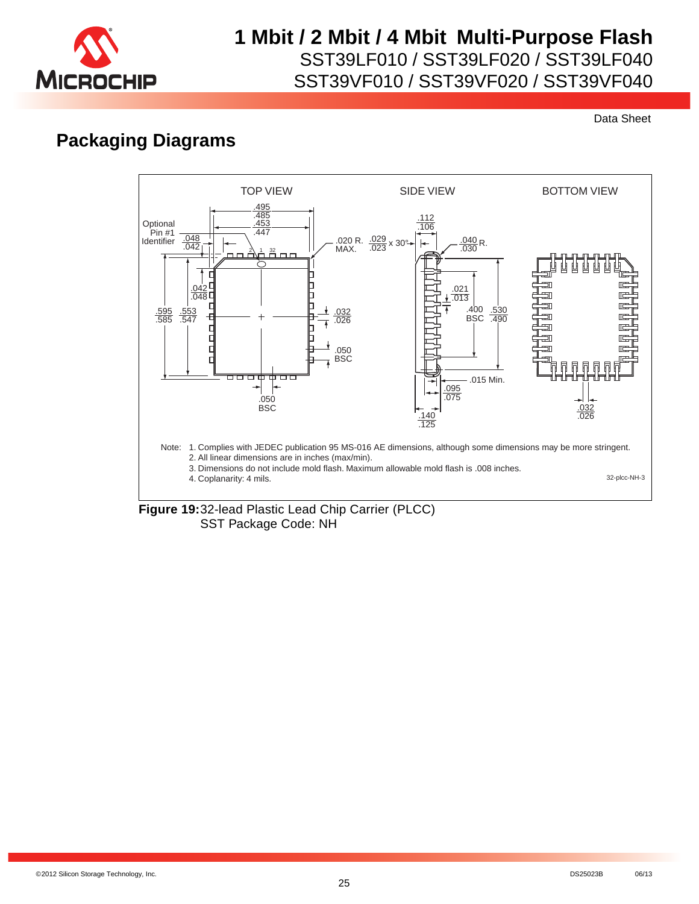## Packaging Diagrams

TOP VIEW

SIDE VIEW

BOTTOM VIEW

Optional Pin #1 Identifier

Note: 1. Complies with JEDEC publication 95 MS-016 AE dimensions, although some dimensions may be more stringent.
2. All linear dimensions are in inches (max/min).
3. Dimensions do not include mold flash. Maximum allowable mold flash is .008 inches.
4. Coplanarity: 4 mils.

32-plcc-NH-3

**Figure 19:** 32-lead Plastic Lead Chip Carrier (PLCC)
SST Package Code: NH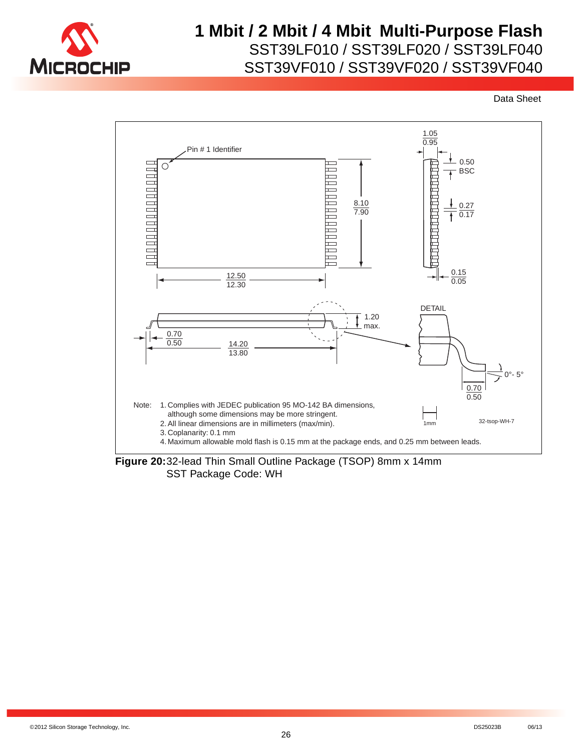Pin # 1 Identifier

Note: 1. Complies with JEDEC publication 95 MO-142 BA dimensions, although some dimensions may be more stringent.
2. All linear dimensions are in millimeters (max/min).
3. Coplanarity: 0.1 mm
4. Maximum allowable mold flash is 0.15 mm at the package ends, and 0.25 mm between leads.

32-tsop-WH-7

**Figure 20:** 32-lead Thin Small Outline Package (TSOP) 8mm x 14mm
SST Package Code: WH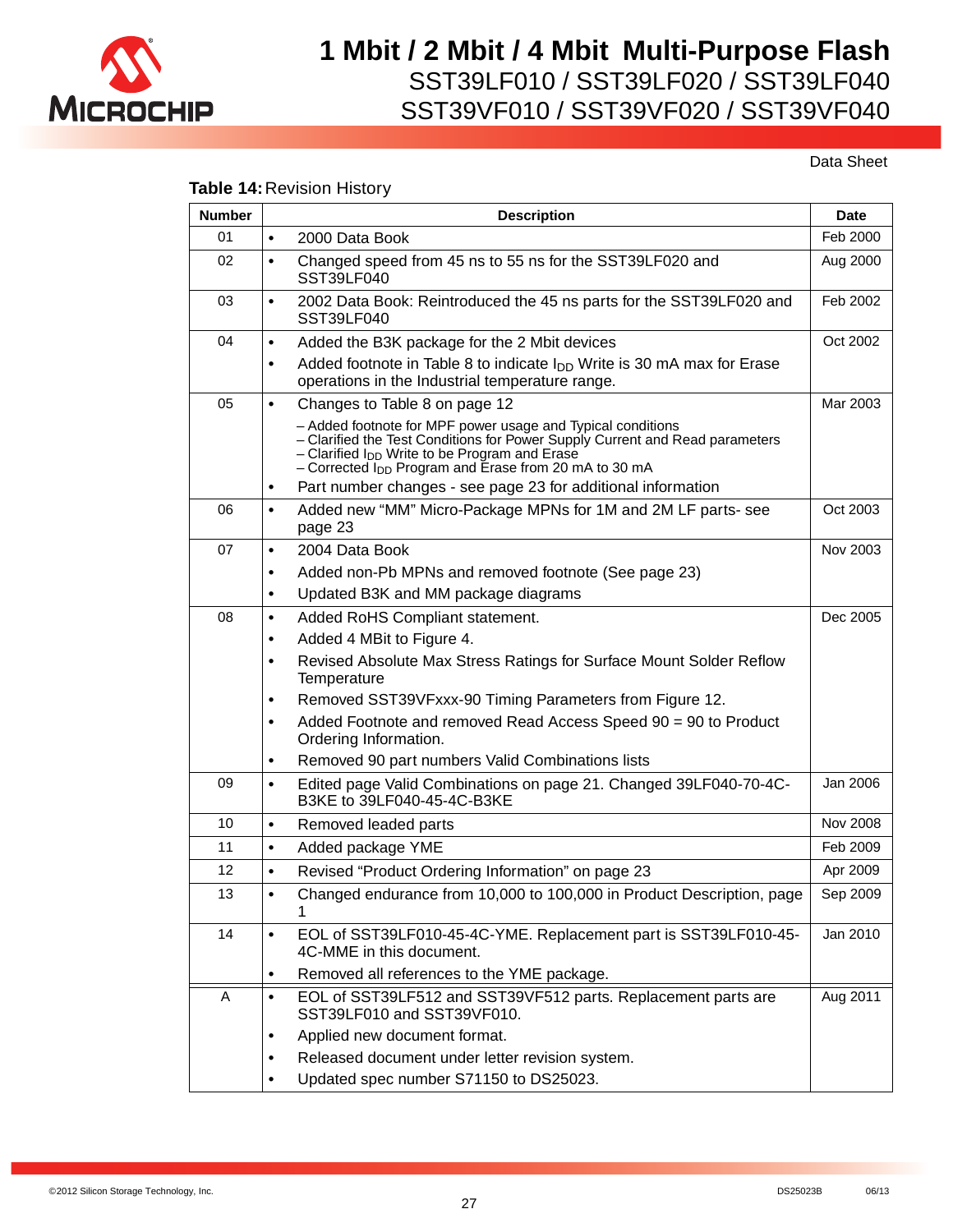**Table 14:** Revision History

| Number | Description | Date |
|---|---|---|
| 01 | • 2000 Data Book | Feb 2000 |
| 02 | • Changed speed from 45 ns to 55 ns for the SST39LF020 and SST39LF040 | Aug 2000 |
| 03 | • 2002 Data Book: Reintroduced the 45 ns parts for the SST39LF020 and SST39LF040 | Feb 2002 |
| 04 | • Added the B3K package for the 2 Mbit devices<br>• Added footnote in Table 8 to indicate $I_{DD}$ Write is 30 mA max for Erase operations in the Industrial temperature range. | Oct 2002 |
| 05 | • Changes to Table 8 on page 12<br>– Added footnote for MPF power usage and Typical conditions<br>– Clarified the Test Conditions for Power Supply Current and Read parameters<br>– Clarified $I_{DD}$ Write to be Program and Erase<br>– Corrected $I_{DD}$ Program and Erase from 20 mA to 30 mA<br>• Part number changes - see page 23 for additional information | Mar 2003 |
| 06 | • Added new "MM" Micro-Package MPNs for 1M and 2M LF parts- see page 23 | Oct 2003 |
| 07 | • 2004 Data Book<br>• Added non-Pb MPNs and removed footnote (See page 23)<br>• Updated B3K and MM package diagrams | Nov 2003 |
| 08 | • Added RoHS Compliant statement.<br>• Added 4 MBit to Figure 4.<br>• Revised Absolute Max Stress Ratings for Surface Mount Solder Reflow Temperature<br>• Removed SST39VFxxx-90 Timing Parameters from Figure 12.<br>• Added Footnote and removed Read Access Speed 90 = 90 to Product Ordering Information.<br>• Removed 90 part numbers Valid Combinations lists | Dec 2005 |
| 09 | • Edited page Valid Combinations on page 21. Changed 39LF040-70-4C-B3KE to 39LF040-45-4C-B3KE | Jan 2006 |
| 10 | • Removed leaded parts | Nov 2008 |
| 11 | • Added package YME | Feb 2009 |
| 12 | • Revised "Product Ordering Information" on page 23 | Apr 2009 |
| 13 | • Changed endurance from 10,000 to 100,000 in Product Description, page 1 | Sep 2009 |
| 14 | • EOL of SST39LF010-45-4C-YME. Replacement part is SST39LF010-45-4C-MME in this document.<br>• Removed all references to the YME package. | Jan 2010 |
| A | • EOL of SST39LF512 and SST39VF512 parts. Replacement parts are SST39LF010 and SST39VF010.<br>• Applied new document format.<br>• Released document under letter revision system.<br>• Updated spec number S71150 to DS25023. | Aug 2011 |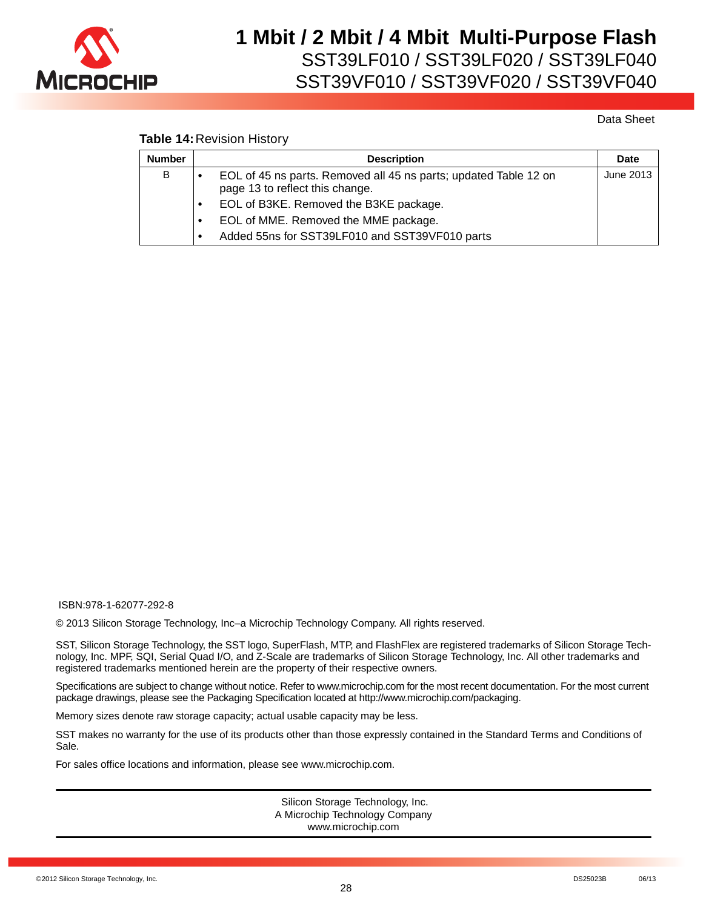**Table 14:** Revision History

| Number | Description | Date |
|---|---|---|
| B | • EOL of 45 ns parts. Removed all 45 ns parts; updated Table 12 on page 13 to reflect this change.<br>• EOL of B3KE. Removed the B3KE package.<br>• EOL of MME. Removed the MME package.<br>• Added 55ns for SST39LF010 and SST39VF010 parts | June 2013 |

ISBN:978-1-62077-292-8

© 2013 Silicon Storage Technology, Inc–a Microchip Technology Company. All rights reserved.

SST, Silicon Storage Technology, the SST logo, SuperFlash, MTP, and FlashFlex are registered trademarks of Silicon Storage Technology, Inc. MPF, SQI, Serial Quad I/O, and Z-Scale are trademarks of Silicon Storage Technology, Inc. All other trademarks and registered trademarks mentioned herein are the property of their respective owners.

Specifications are subject to change without notice. Refer to www.microchip.com for the most recent documentation. For the most current package drawings, please see the Packaging Specification located at http://www.microchip.com/packaging.

Memory sizes denote raw storage capacity; actual usable capacity may be less.

SST makes no warranty for the use of its products other than those expressly contained in the Standard Terms and Conditions of Sale.

For sales office locations and information, please see www.microchip.com.

Silicon Storage Technology, Inc.
A Microchip Technology Company
www.microchip.com